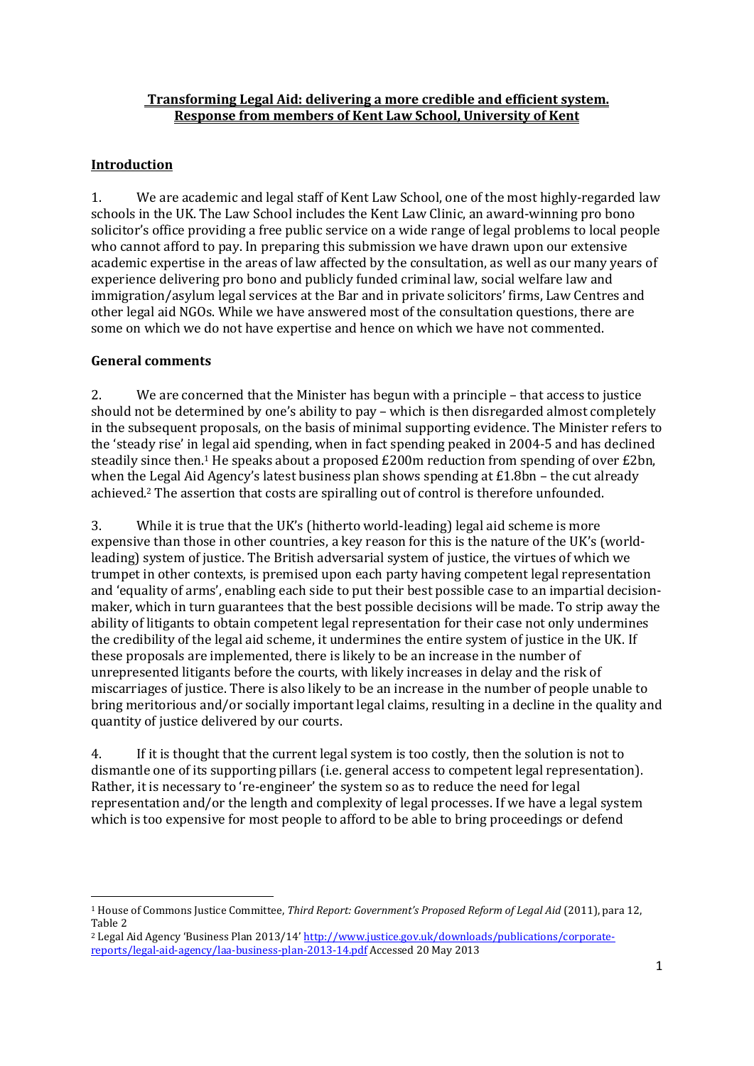**Transforming Legal Aid: delivering a more credible and efficient system.**
**Response from members of Kent Law School, University of Kent**

## Introduction

1. We are academic and legal staff of Kent Law School, one of the most highly-regarded law schools in the UK. The Law School includes the Kent Law Clinic, an award-winning pro bono solicitor's office providing a free public service on a wide range of legal problems to local people who cannot afford to pay. In preparing this submission we have drawn upon our extensive academic expertise in the areas of law affected by the consultation, as well as our many years of experience delivering pro bono and publicly funded criminal law, social welfare law and immigration/asylum legal services at the Bar and in private solicitors' firms, Law Centres and other legal aid NGOs. While we have answered most of the consultation questions, there are some on which we do not have expertise and hence on which we have not commented.

## General comments

2. We are concerned that the Minister has begun with a principle – that access to justice should not be determined by one's ability to pay – which is then disregarded almost completely in the subsequent proposals, on the basis of minimal supporting evidence. The Minister refers to the 'steady rise' in legal aid spending, when in fact spending peaked in 2004-5 and has declined steadily since then.[1] He speaks about a proposed £200m reduction from spending of over £2bn, when the Legal Aid Agency's latest business plan shows spending at £1.8bn – the cut already achieved.[2] The assertion that costs are spiralling out of control is therefore unfounded.

3. While it is true that the UK's (hitherto world-leading) legal aid scheme is more expensive than those in other countries, a key reason for this is the nature of the UK's (world-leading) system of justice. The British adversarial system of justice, the virtues of which we trumpet in other contexts, is premised upon each party having competent legal representation and 'equality of arms', enabling each side to put their best possible case to an impartial decision-maker, which in turn guarantees that the best possible decisions will be made. To strip away the ability of litigants to obtain competent legal representation for their case not only undermines the credibility of the legal aid scheme, it undermines the entire system of justice in the UK. If these proposals are implemented, there is likely to be an increase in the number of unrepresented litigants before the courts, with likely increases in delay and the risk of miscarriages of justice. There is also likely to be an increase in the number of people unable to bring meritorious and/or socially important legal claims, resulting in a decline in the quality and quantity of justice delivered by our courts.

4. If it is thought that the current legal system is too costly, then the solution is not to dismantle one of its supporting pillars (i.e. general access to competent legal representation). Rather, it is necessary to 're-engineer' the system so as to reduce the need for legal representation and/or the length and complexity of legal processes. If we have a legal system which is too expensive for most people to afford to be able to bring proceedings or defend

---

[1] House of Commons Justice Committee, *Third Report: Government's Proposed Reform of Legal Aid* (2011), para 12, Table 2

[2] Legal Aid Agency 'Business Plan 2013/14' http://www.justice.gov.uk/downloads/publications/corporate-reports/legal-aid-agency/laa-business-plan-2013-14.pdf Accessed 20 May 2013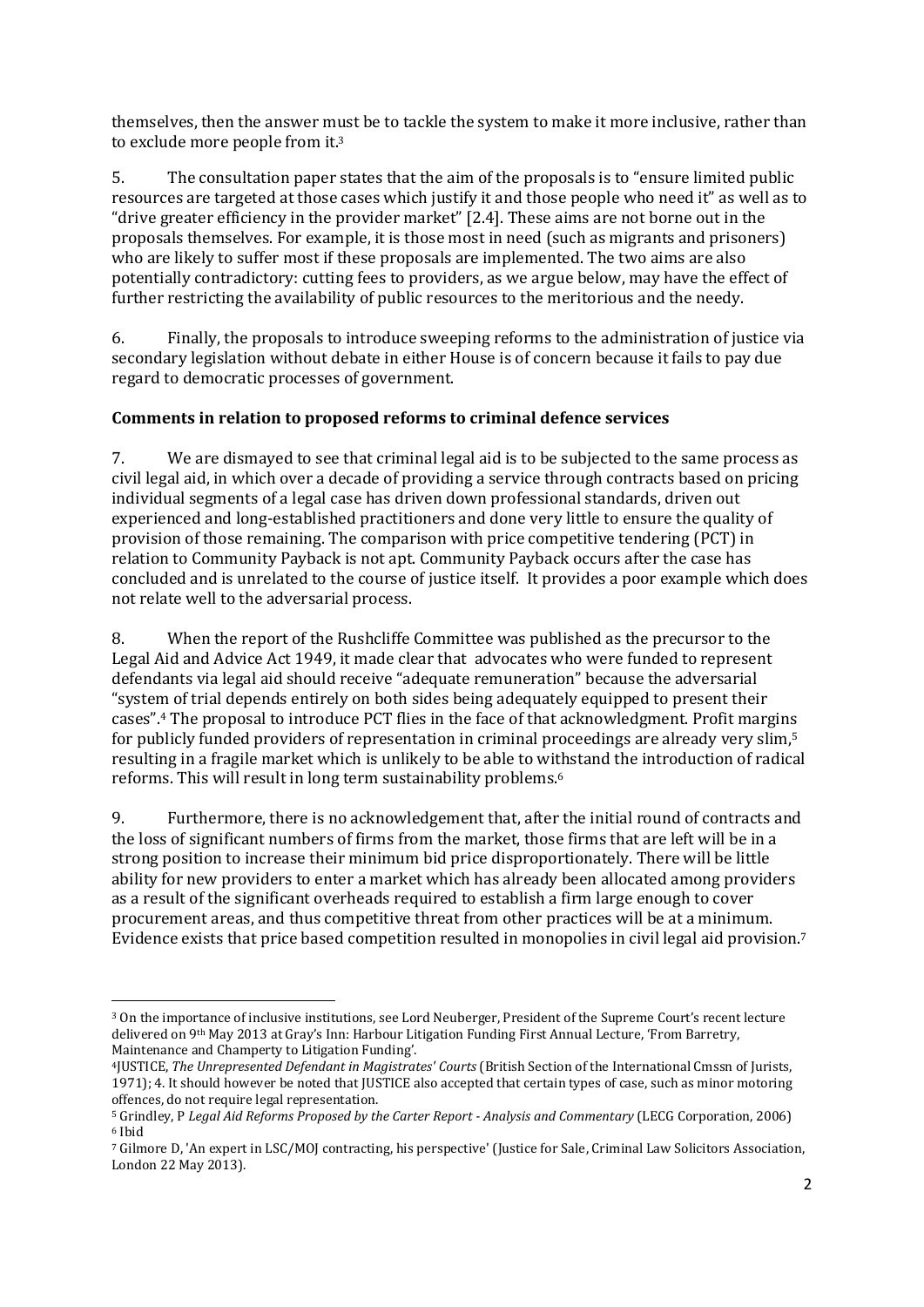themselves, then the answer must be to tackle the system to make it more inclusive, rather than to exclude more people from it.[3]

5. The consultation paper states that the aim of the proposals is to "ensure limited public resources are targeted at those cases which justify it and those people who need it" as well as to "drive greater efficiency in the provider market" [2.4]. These aims are not borne out in the proposals themselves. For example, it is those most in need (such as migrants and prisoners) who are likely to suffer most if these proposals are implemented. The two aims are also potentially contradictory: cutting fees to providers, as we argue below, may have the effect of further restricting the availability of public resources to the meritorious and the needy.

6. Finally, the proposals to introduce sweeping reforms to the administration of justice via secondary legislation without debate in either House is of concern because it fails to pay due regard to democratic processes of government.

**Comments in relation to proposed reforms to criminal defence services**

7. We are dismayed to see that criminal legal aid is to be subjected to the same process as civil legal aid, in which over a decade of providing a service through contracts based on pricing individual segments of a legal case has driven down professional standards, driven out experienced and long-established practitioners and done very little to ensure the quality of provision of those remaining. The comparison with price competitive tendering (PCT) in relation to Community Payback is not apt. Community Payback occurs after the case has concluded and is unrelated to the course of justice itself. It provides a poor example which does not relate well to the adversarial process.

8. When the report of the Rushcliffe Committee was published as the precursor to the Legal Aid and Advice Act 1949, it made clear that advocates who were funded to represent defendants via legal aid should receive "adequate remuneration" because the adversarial "system of trial depends entirely on both sides being adequately equipped to present their cases".[4] The proposal to introduce PCT flies in the face of that acknowledgment. Profit margins for publicly funded providers of representation in criminal proceedings are already very slim,[5] resulting in a fragile market which is unlikely to be able to withstand the introduction of radical reforms. This will result in long term sustainability problems.[6]

9. Furthermore, there is no acknowledgement that, after the initial round of contracts and the loss of significant numbers of firms from the market, those firms that are left will be in a strong position to increase their minimum bid price disproportionately. There will be little ability for new providers to enter a market which has already been allocated among providers as a result of the significant overheads required to establish a firm large enough to cover procurement areas, and thus competitive threat from other practices will be at a minimum. Evidence exists that price based competition resulted in monopolies in civil legal aid provision.[7]

---

[3] On the importance of inclusive institutions, see Lord Neuberger, President of the Supreme Court's recent lecture delivered on 9th May 2013 at Gray's Inn: Harbour Litigation Funding First Annual Lecture, 'From Barretry, Maintenance and Champerty to Litigation Funding'.

[4] JUSTICE, *The Unrepresented Defendant in Magistrates' Courts* (British Section of the International Cmssn of Jurists, 1971); 4. It should however be noted that JUSTICE also accepted that certain types of case, such as minor motoring offences, do not require legal representation.

[5] Grindley, P *Legal Aid Reforms Proposed by the Carter Report - Analysis and Commentary* (LECG Corporation, 2006)

[6] Ibid

[7] Gilmore D, 'An expert in LSC/MOJ contracting, his perspective' (Justice for Sale, Criminal Law Solicitors Association, London 22 May 2013).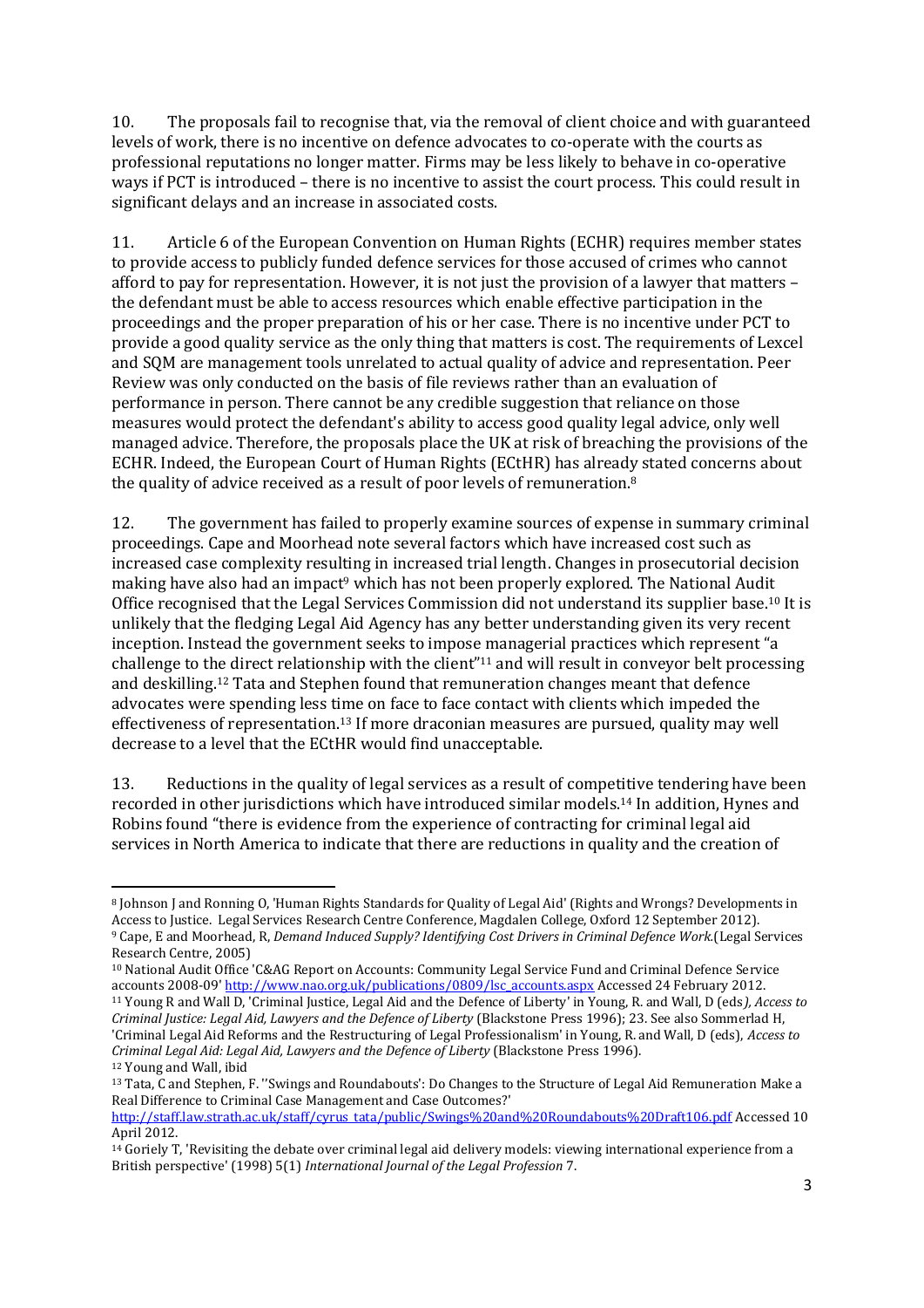10. The proposals fail to recognise that, via the removal of client choice and with guaranteed levels of work, there is no incentive on defence advocates to co-operate with the courts as professional reputations no longer matter. Firms may be less likely to behave in co-operative ways if PCT is introduced – there is no incentive to assist the court process. This could result in significant delays and an increase in associated costs.

11. Article 6 of the European Convention on Human Rights (ECHR) requires member states to provide access to publicly funded defence services for those accused of crimes who cannot afford to pay for representation. However, it is not just the provision of a lawyer that matters – the defendant must be able to access resources which enable effective participation in the proceedings and the proper preparation of his or her case. There is no incentive under PCT to provide a good quality service as the only thing that matters is cost. The requirements of Lexcel and SQM are management tools unrelated to actual quality of advice and representation. Peer Review was only conducted on the basis of file reviews rather than an evaluation of performance in person. There cannot be any credible suggestion that reliance on those measures would protect the defendant's ability to access good quality legal advice, only well managed advice. Therefore, the proposals place the UK at risk of breaching the provisions of the ECHR. Indeed, the European Court of Human Rights (ECtHR) has already stated concerns about the quality of advice received as a result of poor levels of remuneration.[8]

12. The government has failed to properly examine sources of expense in summary criminal proceedings. Cape and Moorhead note several factors which have increased cost such as increased case complexity resulting in increased trial length. Changes in prosecutorial decision making have also had an impact[9] which has not been properly explored. The National Audit Office recognised that the Legal Services Commission did not understand its supplier base.[10] It is unlikely that the fledging Legal Aid Agency has any better understanding given its very recent inception. Instead the government seeks to impose managerial practices which represent "a challenge to the direct relationship with the client"[11] and will result in conveyor belt processing and deskilling.[12] Tata and Stephen found that remuneration changes meant that defence advocates were spending less time on face to face contact with clients which impeded the effectiveness of representation.[13] If more draconian measures are pursued, quality may well decrease to a level that the ECtHR would find unacceptable.

13. Reductions in the quality of legal services as a result of competitive tendering have been recorded in other jurisdictions which have introduced similar models.[14] In addition, Hynes and Robins found "there is evidence from the experience of contracting for criminal legal aid services in North America to indicate that there are reductions in quality and the creation of

---

[8] Johnson J and Ronning O, 'Human Rights Standards for Quality of Legal Aid' (Rights and Wrongs? Developments in Access to Justice. Legal Services Research Centre Conference, Magdalen College, Oxford 12 September 2012).

[9] Cape, E and Moorhead, R, *Demand Induced Supply? Identifying Cost Drivers in Criminal Defence Work.*(Legal Services Research Centre, 2005)

[10] National Audit Office 'C&AG Report on Accounts: Community Legal Service Fund and Criminal Defence Service accounts 2008-09' http://www.nao.org.uk/publications/0809/lsc_accounts.aspx Accessed 24 February 2012.

[11] Young R and Wall D, 'Criminal Justice, Legal Aid and the Defence of Liberty' in Young, R. and Wall, D (eds*), Access to Criminal Justice: Legal Aid, Lawyers and the Defence of Liberty* (Blackstone Press 1996); 23. See also Sommerlad H, 'Criminal Legal Aid Reforms and the Restructuring of Legal Professionalism' in Young, R. and Wall, D (eds), *Access to Criminal Legal Aid: Legal Aid, Lawyers and the Defence of Liberty* (Blackstone Press 1996).

[12] Young and Wall, ibid

[13] Tata, C and Stephen, F. ''Swings and Roundabouts': Do Changes to the Structure of Legal Aid Remuneration Make a Real Difference to Criminal Case Management and Case Outcomes?' http://staff.law.strath.ac.uk/staff/cyrus_tata/public/Swings%20and%20Roundabouts%20Draft106.pdf Accessed 10 April 2012.

[14] Goriely T, 'Revisiting the debate over criminal legal aid delivery models: viewing international experience from a British perspective' (1998) 5(1) *International Journal of the Legal Profession* 7.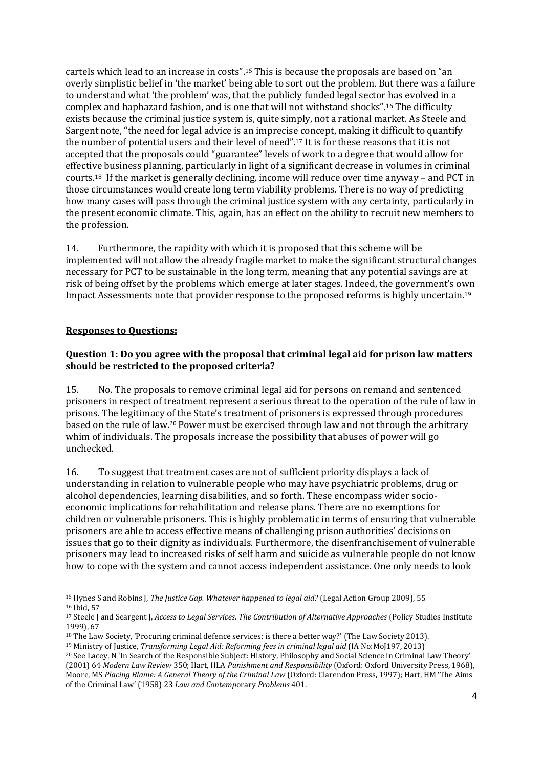cartels which lead to an increase in costs".[15] This is because the proposals are based on "an overly simplistic belief in 'the market' being able to sort out the problem. But there was a failure to understand what 'the problem' was, that the publicly funded legal sector has evolved in a complex and haphazard fashion, and is one that will not withstand shocks".[16] The difficulty exists because the criminal justice system is, quite simply, not a rational market. As Steele and Sargent note, "the need for legal advice is an imprecise concept, making it difficult to quantify the number of potential users and their level of need".[17] It is for these reasons that it is not accepted that the proposals could "guarantee" levels of work to a degree that would allow for effective business planning, particularly in light of a significant decrease in volumes in criminal courts.[18] If the market is generally declining, income will reduce over time anyway – and PCT in those circumstances would create long term viability problems. There is no way of predicting how many cases will pass through the criminal justice system with any certainty, particularly in the present economic climate. This, again, has an effect on the ability to recruit new members to the profession.

14. Furthermore, the rapidity with which it is proposed that this scheme will be implemented will not allow the already fragile market to make the significant structural changes necessary for PCT to be sustainable in the long term, meaning that any potential savings are at risk of being offset by the problems which emerge at later stages. Indeed, the government's own Impact Assessments note that provider response to the proposed reforms is highly uncertain.[19]

**Responses to Questions:**

**Question 1: Do you agree with the proposal that criminal legal aid for prison law matters should be restricted to the proposed criteria?**

15. No. The proposals to remove criminal legal aid for persons on remand and sentenced prisoners in respect of treatment represent a serious threat to the operation of the rule of law in prisons. The legitimacy of the State's treatment of prisoners is expressed through procedures based on the rule of law.[20] Power must be exercised through law and not through the arbitrary whim of individuals. The proposals increase the possibility that abuses of power will go unchecked.

16. To suggest that treatment cases are not of sufficient priority displays a lack of understanding in relation to vulnerable people who may have psychiatric problems, drug or alcohol dependencies, learning disabilities, and so forth. These encompass wider socio-economic implications for rehabilitation and release plans. There are no exemptions for children or vulnerable prisoners. This is highly problematic in terms of ensuring that vulnerable prisoners are able to access effective means of challenging prison authorities' decisions on issues that go to their dignity as individuals. Furthermore, the disenfranchisement of vulnerable prisoners may lead to increased risks of self harm and suicide as vulnerable people do not know how to cope with the system and cannot access independent assistance. One only needs to look

---

[15] Hynes S and Robins J, *The Justice Gap. Whatever happened to legal aid?* (Legal Action Group 2009), 55
[16] Ibid, 57
[17] Steele J and Seargent J, *Access to Legal Services. The Contribution of Alternative Approaches* (Policy Studies Institute 1999), 67
[18] The Law Society, 'Procuring criminal defence services: is there a better way?' (The Law Society 2013).
[19] Ministry of Justice, *Transforming Legal Aid: Reforming fees in criminal legal aid* (IA No:MoJ197, 2013)
[20] See Lacey, N 'In Search of the Responsible Subject: History, Philosophy and Social Science in Criminal Law Theory' (2001) 64 *Modern Law Review* 350; Hart, HLA *Punishment and Responsibility* (Oxford: Oxford University Press, 1968), Moore, MS *Placing Blame: A General Theory of the Criminal Law* (Oxford: Clarendon Press, 1997); Hart, HM 'The Aims of the Criminal Law' (1958) 23 *Law and Contemporary Problems* 401.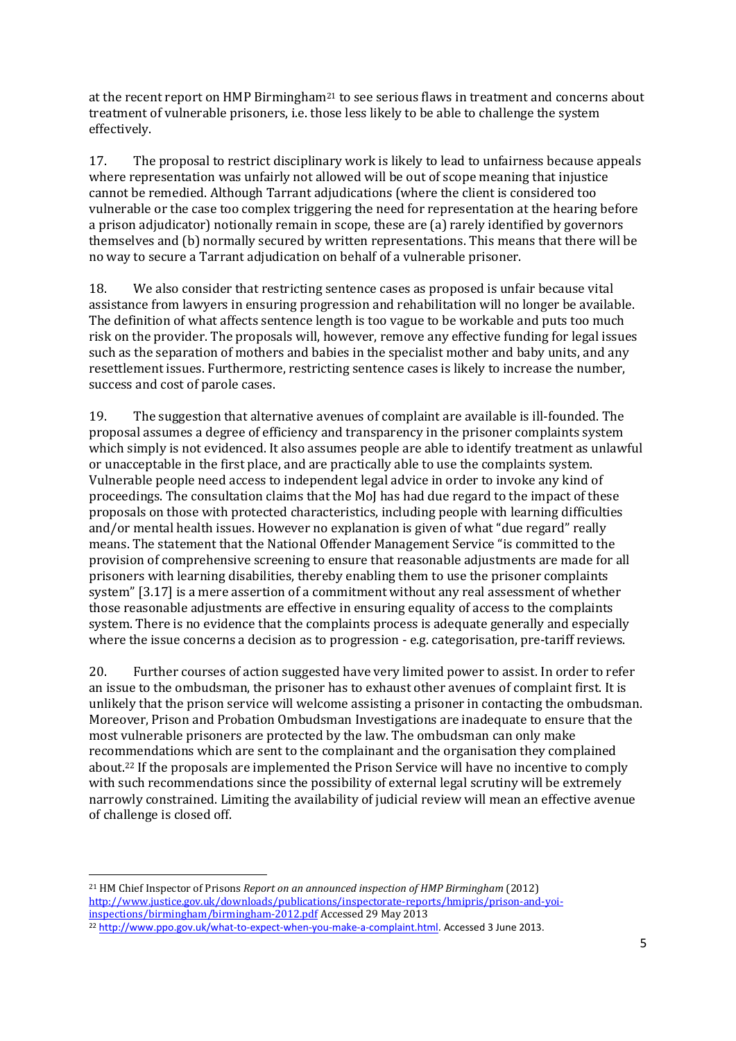at the recent report on HMP Birmingham[21] to see serious flaws in treatment and concerns about treatment of vulnerable prisoners, i.e. those less likely to be able to challenge the system effectively.

17. The proposal to restrict disciplinary work is likely to lead to unfairness because appeals where representation was unfairly not allowed will be out of scope meaning that injustice cannot be remedied. Although Tarrant adjudications (where the client is considered too vulnerable or the case too complex triggering the need for representation at the hearing before a prison adjudicator) notionally remain in scope, these are (a) rarely identified by governors themselves and (b) normally secured by written representations. This means that there will be no way to secure a Tarrant adjudication on behalf of a vulnerable prisoner.

18. We also consider that restricting sentence cases as proposed is unfair because vital assistance from lawyers in ensuring progression and rehabilitation will no longer be available. The definition of what affects sentence length is too vague to be workable and puts too much risk on the provider. The proposals will, however, remove any effective funding for legal issues such as the separation of mothers and babies in the specialist mother and baby units, and any resettlement issues. Furthermore, restricting sentence cases is likely to increase the number, success and cost of parole cases.

19. The suggestion that alternative avenues of complaint are available is ill-founded. The proposal assumes a degree of efficiency and transparency in the prisoner complaints system which simply is not evidenced. It also assumes people are able to identify treatment as unlawful or unacceptable in the first place, and are practically able to use the complaints system. Vulnerable people need access to independent legal advice in order to invoke any kind of proceedings. The consultation claims that the MoJ has had due regard to the impact of these proposals on those with protected characteristics, including people with learning difficulties and/or mental health issues. However no explanation is given of what "due regard" really means. The statement that the National Offender Management Service "is committed to the provision of comprehensive screening to ensure that reasonable adjustments are made for all prisoners with learning disabilities, thereby enabling them to use the prisoner complaints system" [3.17] is a mere assertion of a commitment without any real assessment of whether those reasonable adjustments are effective in ensuring equality of access to the complaints system. There is no evidence that the complaints process is adequate generally and especially where the issue concerns a decision as to progression - e.g. categorisation, pre-tariff reviews.

20. Further courses of action suggested have very limited power to assist. In order to refer an issue to the ombudsman, the prisoner has to exhaust other avenues of complaint first. It is unlikely that the prison service will welcome assisting a prisoner in contacting the ombudsman. Moreover, Prison and Probation Ombudsman Investigations are inadequate to ensure that the most vulnerable prisoners are protected by the law. The ombudsman can only make recommendations which are sent to the complainant and the organisation they complained about.[22] If the proposals are implemented the Prison Service will have no incentive to comply with such recommendations since the possibility of external legal scrutiny will be extremely narrowly constrained. Limiting the availability of judicial review will mean an effective avenue of challenge is closed off.

---

[21] HM Chief Inspector of Prisons *Report on an announced inspection of HMP Birmingham* (2012) http://www.justice.gov.uk/downloads/publications/inspectorate-reports/hmipris/prison-and-yoi-inspections/birmingham/birmingham-2012.pdf Accessed 29 May 2013

[22] http://www.ppo.gov.uk/what-to-expect-when-you-make-a-complaint.html. Accessed 3 June 2013.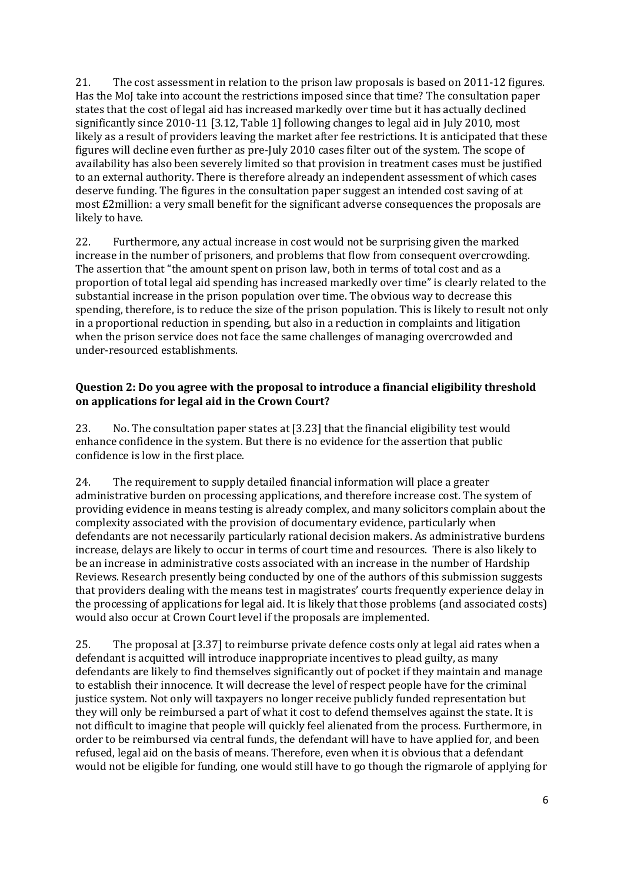21. The cost assessment in relation to the prison law proposals is based on 2011-12 figures. Has the MoJ take into account the restrictions imposed since that time? The consultation paper states that the cost of legal aid has increased markedly over time but it has actually declined significantly since 2010-11 [3.12, Table 1] following changes to legal aid in July 2010, most likely as a result of providers leaving the market after fee restrictions. It is anticipated that these figures will decline even further as pre-July 2010 cases filter out of the system. The scope of availability has also been severely limited so that provision in treatment cases must be justified to an external authority. There is therefore already an independent assessment of which cases deserve funding. The figures in the consultation paper suggest an intended cost saving of at most £2million: a very small benefit for the significant adverse consequences the proposals are likely to have.

22. Furthermore, any actual increase in cost would not be surprising given the marked increase in the number of prisoners, and problems that flow from consequent overcrowding. The assertion that "the amount spent on prison law, both in terms of total cost and as a proportion of total legal aid spending has increased markedly over time" is clearly related to the substantial increase in the prison population over time. The obvious way to decrease this spending, therefore, is to reduce the size of the prison population. This is likely to result not only in a proportional reduction in spending, but also in a reduction in complaints and litigation when the prison service does not face the same challenges of managing overcrowded and under-resourced establishments.

**Question 2: Do you agree with the proposal to introduce a financial eligibility threshold on applications for legal aid in the Crown Court?**

23. No. The consultation paper states at [3.23] that the financial eligibility test would enhance confidence in the system. But there is no evidence for the assertion that public confidence is low in the first place.

24. The requirement to supply detailed financial information will place a greater administrative burden on processing applications, and therefore increase cost. The system of providing evidence in means testing is already complex, and many solicitors complain about the complexity associated with the provision of documentary evidence, particularly when defendants are not necessarily particularly rational decision makers. As administrative burdens increase, delays are likely to occur in terms of court time and resources. There is also likely to be an increase in administrative costs associated with an increase in the number of Hardship Reviews. Research presently being conducted by one of the authors of this submission suggests that providers dealing with the means test in magistrates' courts frequently experience delay in the processing of applications for legal aid. It is likely that those problems (and associated costs) would also occur at Crown Court level if the proposals are implemented.

25. The proposal at [3.37] to reimburse private defence costs only at legal aid rates when a defendant is acquitted will introduce inappropriate incentives to plead guilty, as many defendants are likely to find themselves significantly out of pocket if they maintain and manage to establish their innocence. It will decrease the level of respect people have for the criminal justice system. Not only will taxpayers no longer receive publicly funded representation but they will only be reimbursed a part of what it cost to defend themselves against the state. It is not difficult to imagine that people will quickly feel alienated from the process. Furthermore, in order to be reimbursed via central funds, the defendant will have to have applied for, and been refused, legal aid on the basis of means. Therefore, even when it is obvious that a defendant would not be eligible for funding, one would still have to go though the rigmarole of applying for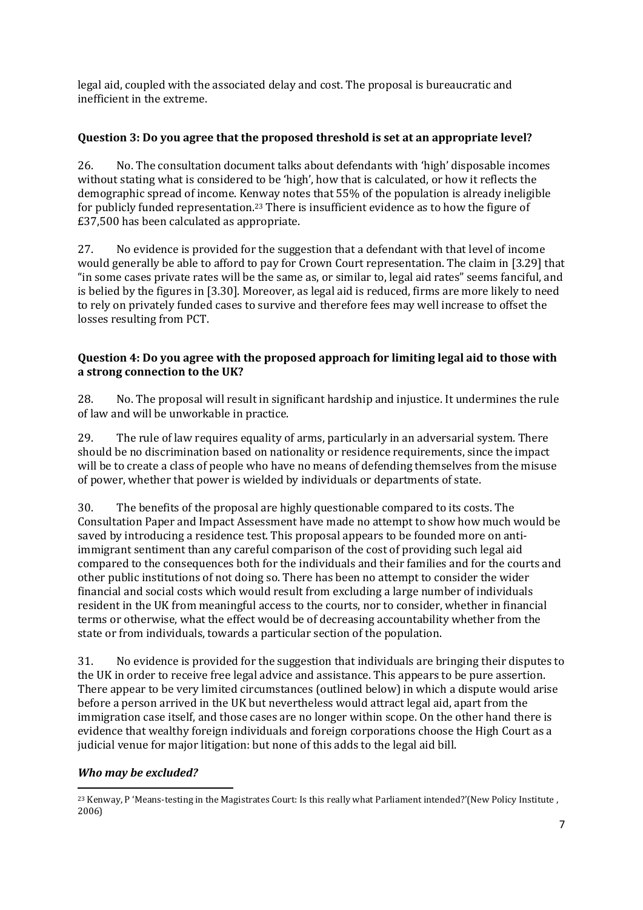legal aid, coupled with the associated delay and cost. The proposal is bureaucratic and inefficient in the extreme.

**Question 3: Do you agree that the proposed threshold is set at an appropriate level?**

26. No. The consultation document talks about defendants with 'high' disposable incomes without stating what is considered to be 'high', how that is calculated, or how it reflects the demographic spread of income. Kenway notes that 55% of the population is already ineligible for publicly funded representation.[23] There is insufficient evidence as to how the figure of £37,500 has been calculated as appropriate.

27. No evidence is provided for the suggestion that a defendant with that level of income would generally be able to afford to pay for Crown Court representation. The claim in [3.29] that "in some cases private rates will be the same as, or similar to, legal aid rates" seems fanciful, and is belied by the figures in [3.30]. Moreover, as legal aid is reduced, firms are more likely to need to rely on privately funded cases to survive and therefore fees may well increase to offset the losses resulting from PCT.

**Question 4: Do you agree with the proposed approach for limiting legal aid to those with a strong connection to the UK?**

28. No. The proposal will result in significant hardship and injustice. It undermines the rule of law and will be unworkable in practice.

29. The rule of law requires equality of arms, particularly in an adversarial system. There should be no discrimination based on nationality or residence requirements, since the impact will be to create a class of people who have no means of defending themselves from the misuse of power, whether that power is wielded by individuals or departments of state.

30. The benefits of the proposal are highly questionable compared to its costs. The Consultation Paper and Impact Assessment have made no attempt to show how much would be saved by introducing a residence test. This proposal appears to be founded more on anti-immigrant sentiment than any careful comparison of the cost of providing such legal aid compared to the consequences both for the individuals and their families and for the courts and other public institutions of not doing so. There has been no attempt to consider the wider financial and social costs which would result from excluding a large number of individuals resident in the UK from meaningful access to the courts, nor to consider, whether in financial terms or otherwise, what the effect would be of decreasing accountability whether from the state or from individuals, towards a particular section of the population.

31. No evidence is provided for the suggestion that individuals are bringing their disputes to the UK in order to receive free legal advice and assistance. This appears to be pure assertion. There appear to be very limited circumstances (outlined below) in which a dispute would arise before a person arrived in the UK but nevertheless would attract legal aid, apart from the immigration case itself, and those cases are no longer within scope. On the other hand there is evidence that wealthy foreign individuals and foreign corporations choose the High Court as a judicial venue for major litigation: but none of this adds to the legal aid bill.

***Who may be excluded?***

[23] Kenway, P 'Means-testing in the Magistrates Court: Is this really what Parliament intended?'(New Policy Institute , 2006)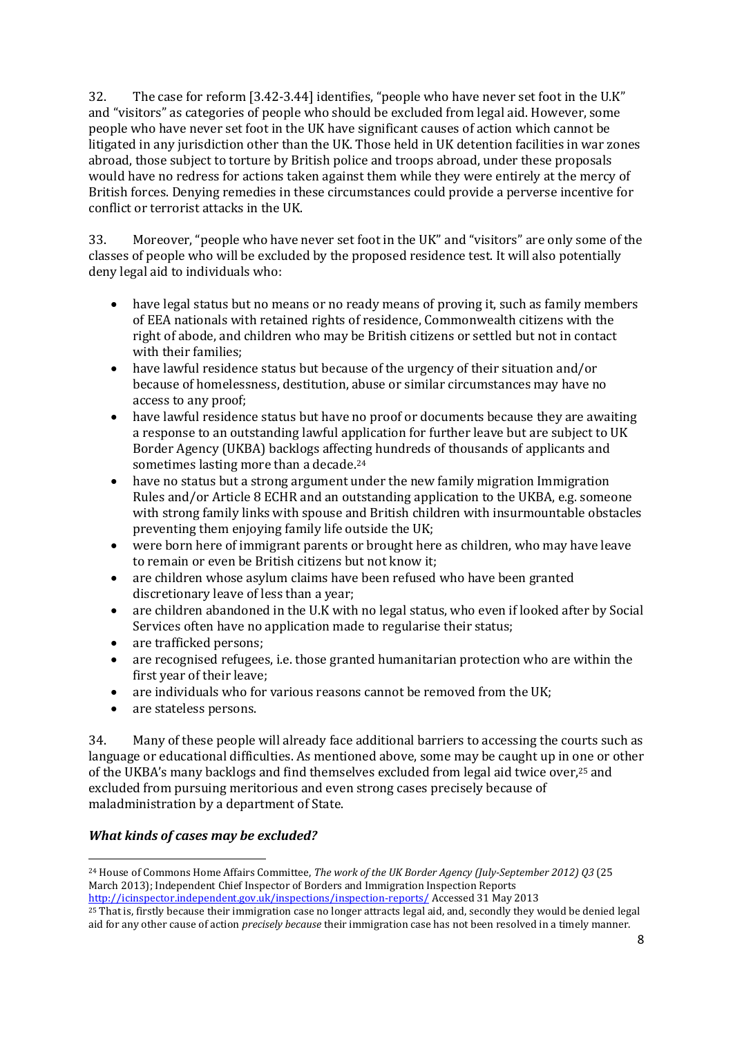32. The case for reform [3.42-3.44] identifies, "people who have never set foot in the U.K" and "visitors" as categories of people who should be excluded from legal aid. However, some people who have never set foot in the UK have significant causes of action which cannot be litigated in any jurisdiction other than the UK. Those held in UK detention facilities in war zones abroad, those subject to torture by British police and troops abroad, under these proposals would have no redress for actions taken against them while they were entirely at the mercy of British forces. Denying remedies in these circumstances could provide a perverse incentive for conflict or terrorist attacks in the UK.

33. Moreover, "people who have never set foot in the UK" and "visitors" are only some of the classes of people who will be excluded by the proposed residence test. It will also potentially deny legal aid to individuals who:

- have legal status but no means or no ready means of proving it, such as family members of EEA nationals with retained rights of residence, Commonwealth citizens with the right of abode, and children who may be British citizens or settled but not in contact with their families;
- have lawful residence status but because of the urgency of their situation and/or because of homelessness, destitution, abuse or similar circumstances may have no access to any proof;
- have lawful residence status but have no proof or documents because they are awaiting a response to an outstanding lawful application for further leave but are subject to UK Border Agency (UKBA) backlogs affecting hundreds of thousands of applicants and sometimes lasting more than a decade.[24]
- have no status but a strong argument under the new family migration Immigration Rules and/or Article 8 ECHR and an outstanding application to the UKBA, e.g. someone with strong family links with spouse and British children with insurmountable obstacles preventing them enjoying family life outside the UK;
- were born here of immigrant parents or brought here as children, who may have leave to remain or even be British citizens but not know it;
- are children whose asylum claims have been refused who have been granted discretionary leave of less than a year;
- are children abandoned in the U.K with no legal status, who even if looked after by Social Services often have no application made to regularise their status;
- are trafficked persons;
- are recognised refugees, i.e. those granted humanitarian protection who are within the first year of their leave;
- are individuals who for various reasons cannot be removed from the UK;
- are stateless persons.

34. Many of these people will already face additional barriers to accessing the courts such as language or educational difficulties. As mentioned above, some may be caught up in one or other of the UKBA's many backlogs and find themselves excluded from legal aid twice over,[25] and excluded from pursuing meritorious and even strong cases precisely because of maladministration by a department of State.

### *What kinds of cases may be excluded?*

---

[24] House of Commons Home Affairs Committee, *The work of the UK Border Agency (July-September 2012) Q3* (25 March 2013); Independent Chief Inspector of Borders and Immigration Inspection Reports http://icinspector.independent.gov.uk/inspections/inspection-reports/ Accessed 31 May 2013

[25] That is, firstly because their immigration case no longer attracts legal aid, and, secondly they would be denied legal aid for any other cause of action *precisely because* their immigration case has not been resolved in a timely manner.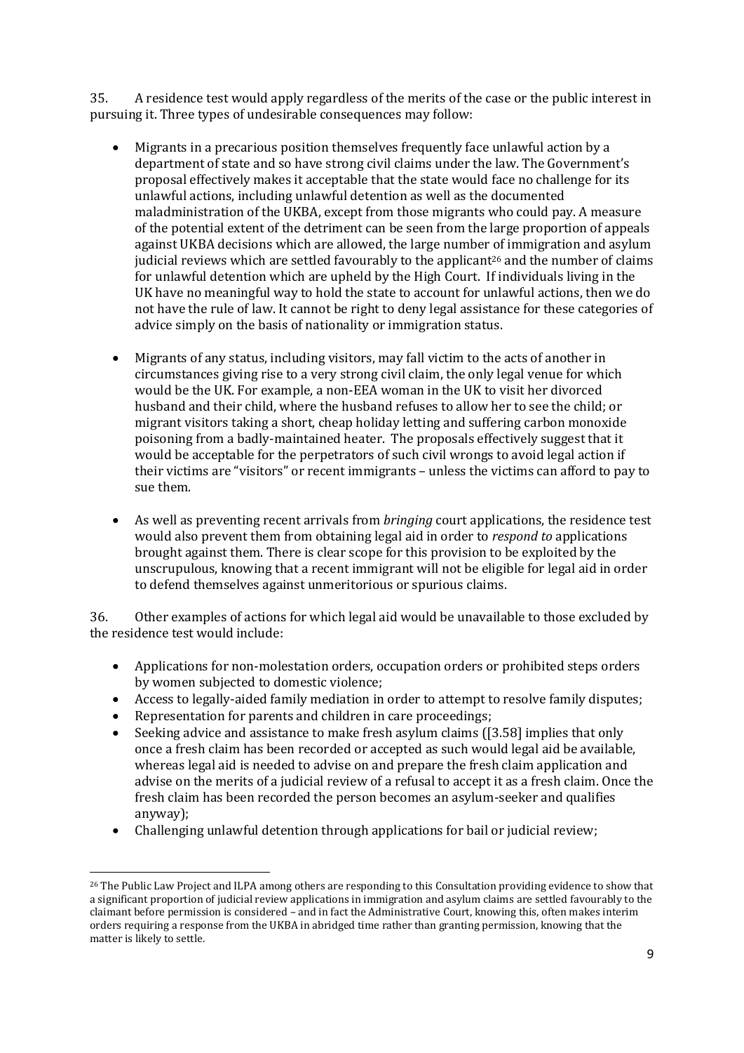35. A residence test would apply regardless of the merits of the case or the public interest in pursuing it. Three types of undesirable consequences may follow:

- Migrants in a precarious position themselves frequently face unlawful action by a department of state and so have strong civil claims under the law. The Government's proposal effectively makes it acceptable that the state would face no challenge for its unlawful actions, including unlawful detention as well as the documented maladministration of the UKBA, except from those migrants who could pay. A measure of the potential extent of the detriment can be seen from the large proportion of appeals against UKBA decisions which are allowed, the large number of immigration and asylum judicial reviews which are settled favourably to the applicant[26] and the number of claims for unlawful detention which are upheld by the High Court. If individuals living in the UK have no meaningful way to hold the state to account for unlawful actions, then we do not have the rule of law. It cannot be right to deny legal assistance for these categories of advice simply on the basis of nationality or immigration status.

- Migrants of any status, including visitors, may fall victim to the acts of another in circumstances giving rise to a very strong civil claim, the only legal venue for which would be the UK. For example, a non-EEA woman in the UK to visit her divorced husband and their child, where the husband refuses to allow her to see the child; or migrant visitors taking a short, cheap holiday letting and suffering carbon monoxide poisoning from a badly-maintained heater. The proposals effectively suggest that it would be acceptable for the perpetrators of such civil wrongs to avoid legal action if their victims are "visitors" or recent immigrants – unless the victims can afford to pay to sue them.

- As well as preventing recent arrivals from *bringing* court applications, the residence test would also prevent them from obtaining legal aid in order to *respond to* applications brought against them. There is clear scope for this provision to be exploited by the unscrupulous, knowing that a recent immigrant will not be eligible for legal aid in order to defend themselves against unmeritorious or spurious claims.

36. Other examples of actions for which legal aid would be unavailable to those excluded by the residence test would include:

- Applications for non-molestation orders, occupation orders or prohibited steps orders by women subjected to domestic violence;
- Access to legally-aided family mediation in order to attempt to resolve family disputes;
- Representation for parents and children in care proceedings;
- Seeking advice and assistance to make fresh asylum claims ([3.58] implies that only once a fresh claim has been recorded or accepted as such would legal aid be available, whereas legal aid is needed to advise on and prepare the fresh claim application and advise on the merits of a judicial review of a refusal to accept it as a fresh claim. Once the fresh claim has been recorded the person becomes an asylum-seeker and qualifies anyway);
- Challenging unlawful detention through applications for bail or judicial review;

[26] The Public Law Project and ILPA among others are responding to this Consultation providing evidence to show that a significant proportion of judicial review applications in immigration and asylum claims are settled favourably to the claimant before permission is considered – and in fact the Administrative Court, knowing this, often makes interim orders requiring a response from the UKBA in abridged time rather than granting permission, knowing that the matter is likely to settle.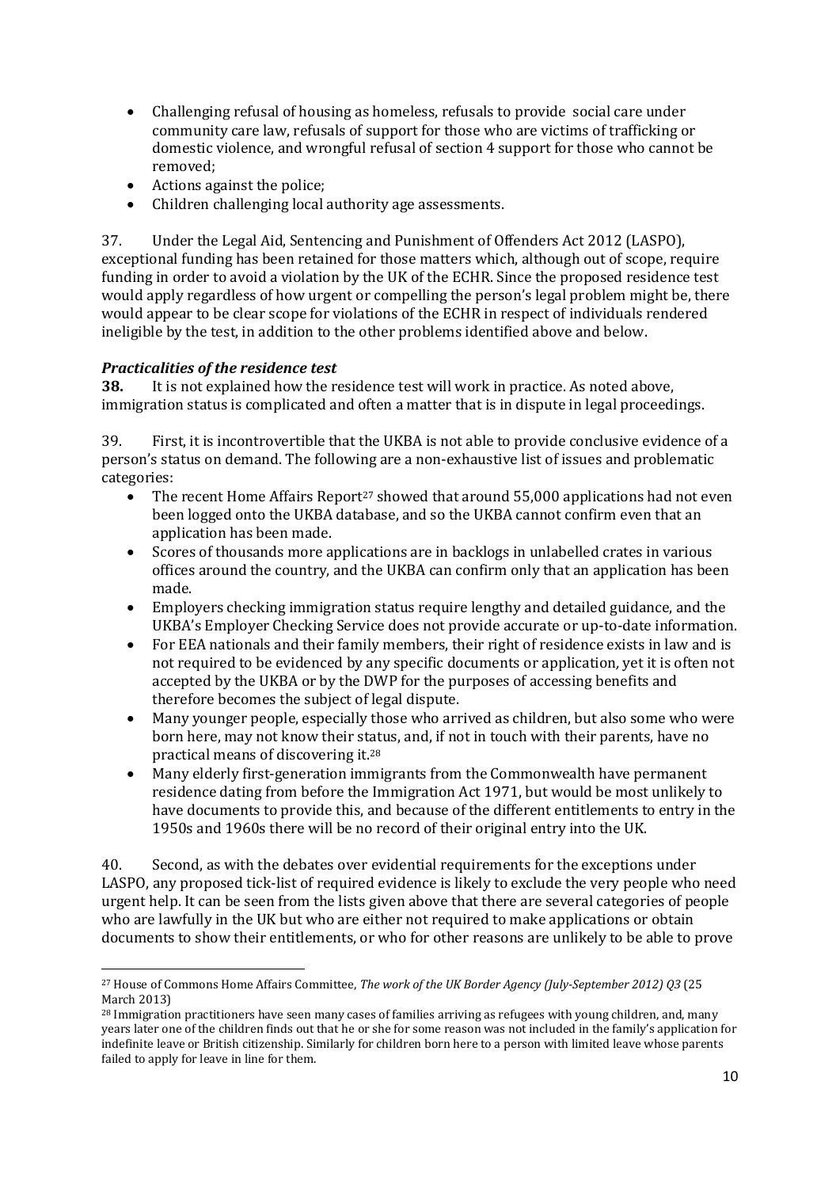- Challenging refusal of housing as homeless, refusals to provide social care under community care law, refusals of support for those who are victims of trafficking or domestic violence, and wrongful refusal of section 4 support for those who cannot be removed;
- Actions against the police;
- Children challenging local authority age assessments.

37. Under the Legal Aid, Sentencing and Punishment of Offenders Act 2012 (LASPO), exceptional funding has been retained for those matters which, although out of scope, require funding in order to avoid a violation by the UK of the ECHR. Since the proposed residence test would apply regardless of how urgent or compelling the person's legal problem might be, there would appear to be clear scope for violations of the ECHR in respect of individuals rendered ineligible by the test, in addition to the other problems identified above and below.

### *Practicalities of the residence test*

**38.** It is not explained how the residence test will work in practice. As noted above, immigration status is complicated and often a matter that is in dispute in legal proceedings.

39. First, it is incontrovertible that the UKBA is not able to provide conclusive evidence of a person's status on demand. The following are a non-exhaustive list of issues and problematic categories:

- The recent Home Affairs Report[27] showed that around 55,000 applications had not even been logged onto the UKBA database, and so the UKBA cannot confirm even that an application has been made.
- Scores of thousands more applications are in backlogs in unlabelled crates in various offices around the country, and the UKBA can confirm only that an application has been made.
- Employers checking immigration status require lengthy and detailed guidance, and the UKBA's Employer Checking Service does not provide accurate or up-to-date information.
- For EEA nationals and their family members, their right of residence exists in law and is not required to be evidenced by any specific documents or application, yet it is often not accepted by the UKBA or by the DWP for the purposes of accessing benefits and therefore becomes the subject of legal dispute.
- Many younger people, especially those who arrived as children, but also some who were born here, may not know their status, and, if not in touch with their parents, have no practical means of discovering it.[28]
- Many elderly first-generation immigrants from the Commonwealth have permanent residence dating from before the Immigration Act 1971, but would be most unlikely to have documents to provide this, and because of the different entitlements to entry in the 1950s and 1960s there will be no record of their original entry into the UK.

40. Second, as with the debates over evidential requirements for the exceptions under LASPO, any proposed tick-list of required evidence is likely to exclude the very people who need urgent help. It can be seen from the lists given above that there are several categories of people who are lawfully in the UK but who are either not required to make applications or obtain documents to show their entitlements, or who for other reasons are unlikely to be able to prove

---

[27] House of Commons Home Affairs Committee, *The work of the UK Border Agency (July-September 2012) Q3* (25 March 2013)

[28] Immigration practitioners have seen many cases of families arriving as refugees with young children, and, many years later one of the children finds out that he or she for some reason was not included in the family's application for indefinite leave or British citizenship. Similarly for children born here to a person with limited leave whose parents failed to apply for leave in line for them.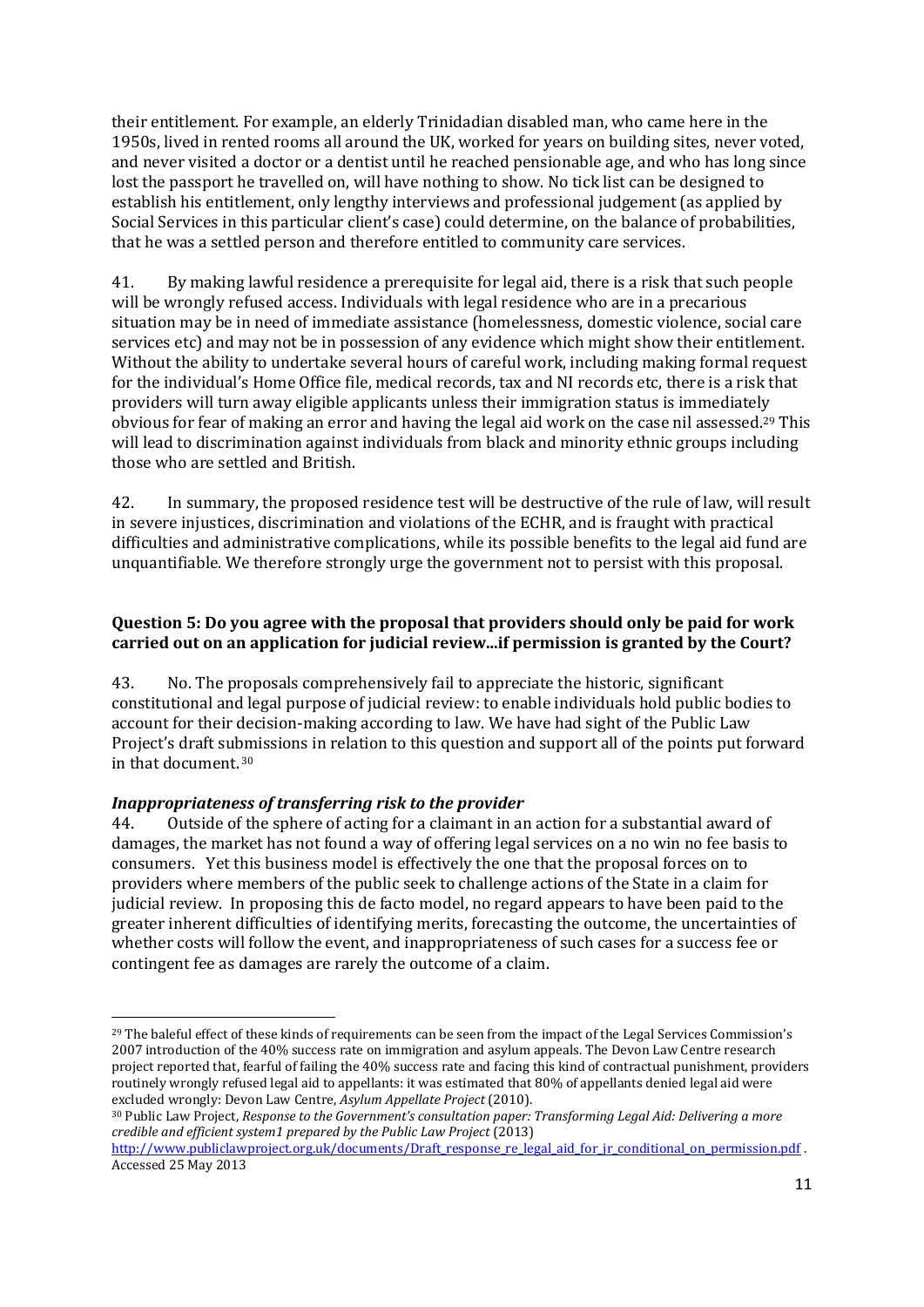their entitlement. For example, an elderly Trinidadian disabled man, who came here in the 1950s, lived in rented rooms all around the UK, worked for years on building sites, never voted, and never visited a doctor or a dentist until he reached pensionable age, and who has long since lost the passport he travelled on, will have nothing to show. No tick list can be designed to establish his entitlement, only lengthy interviews and professional judgement (as applied by Social Services in this particular client's case) could determine, on the balance of probabilities, that he was a settled person and therefore entitled to community care services.

41. By making lawful residence a prerequisite for legal aid, there is a risk that such people will be wrongly refused access. Individuals with legal residence who are in a precarious situation may be in need of immediate assistance (homelessness, domestic violence, social care services etc) and may not be in possession of any evidence which might show their entitlement. Without the ability to undertake several hours of careful work, including making formal request for the individual's Home Office file, medical records, tax and NI records etc, there is a risk that providers will turn away eligible applicants unless their immigration status is immediately obvious for fear of making an error and having the legal aid work on the case nil assessed.[29] This will lead to discrimination against individuals from black and minority ethnic groups including those who are settled and British.

42. In summary, the proposed residence test will be destructive of the rule of law, will result in severe injustices, discrimination and violations of the ECHR, and is fraught with practical difficulties and administrative complications, while its possible benefits to the legal aid fund are unquantifiable. We therefore strongly urge the government not to persist with this proposal.

**Question 5: Do you agree with the proposal that providers should only be paid for work carried out on an application for judicial review...if permission is granted by the Court?**

43. No. The proposals comprehensively fail to appreciate the historic, significant constitutional and legal purpose of judicial review: to enable individuals hold public bodies to account for their decision-making according to law. We have had sight of the Public Law Project's draft submissions in relation to this question and support all of the points put forward in that document.[30]

***Inappropriateness of transferring risk to the provider***

44. Outside of the sphere of acting for a claimant in an action for a substantial award of damages, the market has not found a way of offering legal services on a no win no fee basis to consumers. Yet this business model is effectively the one that the proposal forces on to providers where members of the public seek to challenge actions of the State in a claim for judicial review. In proposing this de facto model, no regard appears to have been paid to the greater inherent difficulties of identifying merits, forecasting the outcome, the uncertainties of whether costs will follow the event, and inappropriateness of such cases for a success fee or contingent fee as damages are rarely the outcome of a claim.

---

[29] The baleful effect of these kinds of requirements can be seen from the impact of the Legal Services Commission's 2007 introduction of the 40% success rate on immigration and asylum appeals. The Devon Law Centre research project reported that, fearful of failing the 40% success rate and facing this kind of contractual punishment, providers routinely wrongly refused legal aid to appellants: it was estimated that 80% of appellants denied legal aid were excluded wrongly: Devon Law Centre, *Asylum Appellate Project* (2010).

[30] Public Law Project, *Response to the Government's consultation paper: Transforming Legal Aid: Delivering a more credible and efficient system1 prepared by the Public Law Project* (2013) http://www.publiclawproject.org.uk/documents/Draft_response_re_legal_aid_for_jr_conditional_on_permission.pdf . Accessed 25 May 2013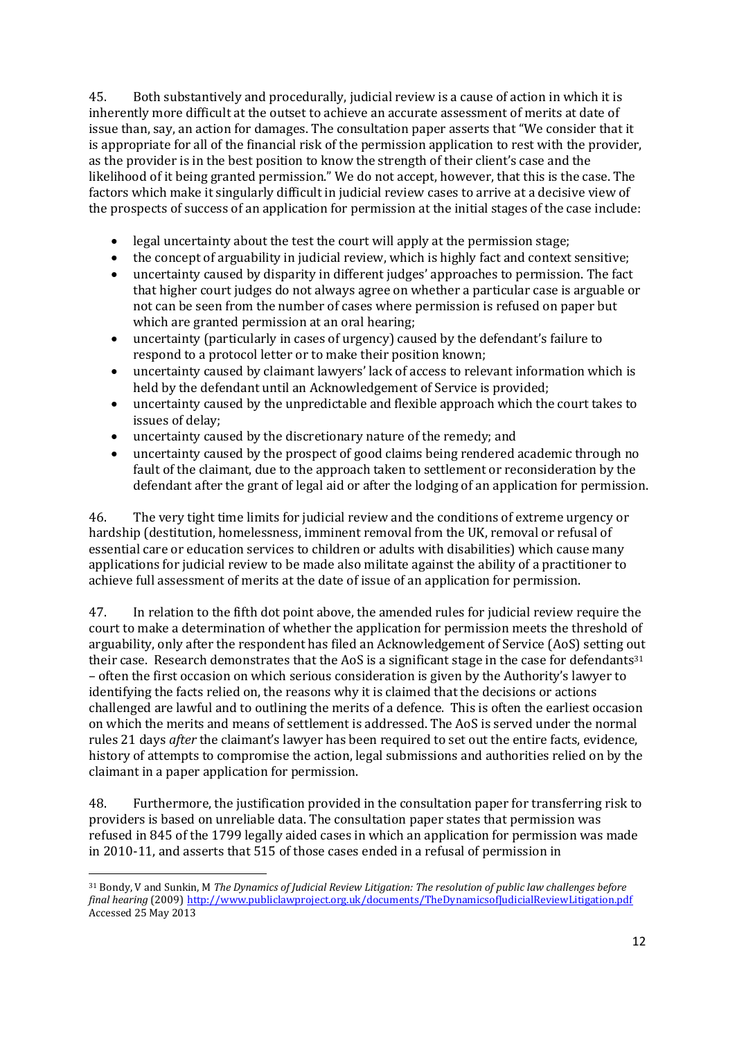45. Both substantively and procedurally, judicial review is a cause of action in which it is inherently more difficult at the outset to achieve an accurate assessment of merits at date of issue than, say, an action for damages. The consultation paper asserts that "We consider that it is appropriate for all of the financial risk of the permission application to rest with the provider, as the provider is in the best position to know the strength of their client's case and the likelihood of it being granted permission." We do not accept, however, that this is the case. The factors which make it singularly difficult in judicial review cases to arrive at a decisive view of the prospects of success of an application for permission at the initial stages of the case include:

- legal uncertainty about the test the court will apply at the permission stage;
- the concept of arguability in judicial review, which is highly fact and context sensitive;
- uncertainty caused by disparity in different judges' approaches to permission. The fact that higher court judges do not always agree on whether a particular case is arguable or not can be seen from the number of cases where permission is refused on paper but which are granted permission at an oral hearing;
- uncertainty (particularly in cases of urgency) caused by the defendant's failure to respond to a protocol letter or to make their position known;
- uncertainty caused by claimant lawyers' lack of access to relevant information which is held by the defendant until an Acknowledgement of Service is provided;
- uncertainty caused by the unpredictable and flexible approach which the court takes to issues of delay;
- uncertainty caused by the discretionary nature of the remedy; and
- uncertainty caused by the prospect of good claims being rendered academic through no fault of the claimant, due to the approach taken to settlement or reconsideration by the defendant after the grant of legal aid or after the lodging of an application for permission.

46. The very tight time limits for judicial review and the conditions of extreme urgency or hardship (destitution, homelessness, imminent removal from the UK, removal or refusal of essential care or education services to children or adults with disabilities) which cause many applications for judicial review to be made also militate against the ability of a practitioner to achieve full assessment of merits at the date of issue of an application for permission.

47. In relation to the fifth dot point above, the amended rules for judicial review require the court to make a determination of whether the application for permission meets the threshold of arguability, only after the respondent has filed an Acknowledgement of Service (AoS) setting out their case. Research demonstrates that the AoS is a significant stage in the case for defendants[31] – often the first occasion on which serious consideration is given by the Authority's lawyer to identifying the facts relied on, the reasons why it is claimed that the decisions or actions challenged are lawful and to outlining the merits of a defence. This is often the earliest occasion on which the merits and means of settlement is addressed. The AoS is served under the normal rules 21 days *after* the claimant's lawyer has been required to set out the entire facts, evidence, history of attempts to compromise the action, legal submissions and authorities relied on by the claimant in a paper application for permission.

48. Furthermore, the justification provided in the consultation paper for transferring risk to providers is based on unreliable data. The consultation paper states that permission was refused in 845 of the 1799 legally aided cases in which an application for permission was made in 2010-11, and asserts that 515 of those cases ended in a refusal of permission in

---

[31] Bondy, V and Sunkin, M *The Dynamics of Judicial Review Litigation: The resolution of public law challenges before final hearing* (2009) http://www.publiclawproject.org.uk/documents/TheDynamicsofJudicialReviewLitigation.pdf Accessed 25 May 2013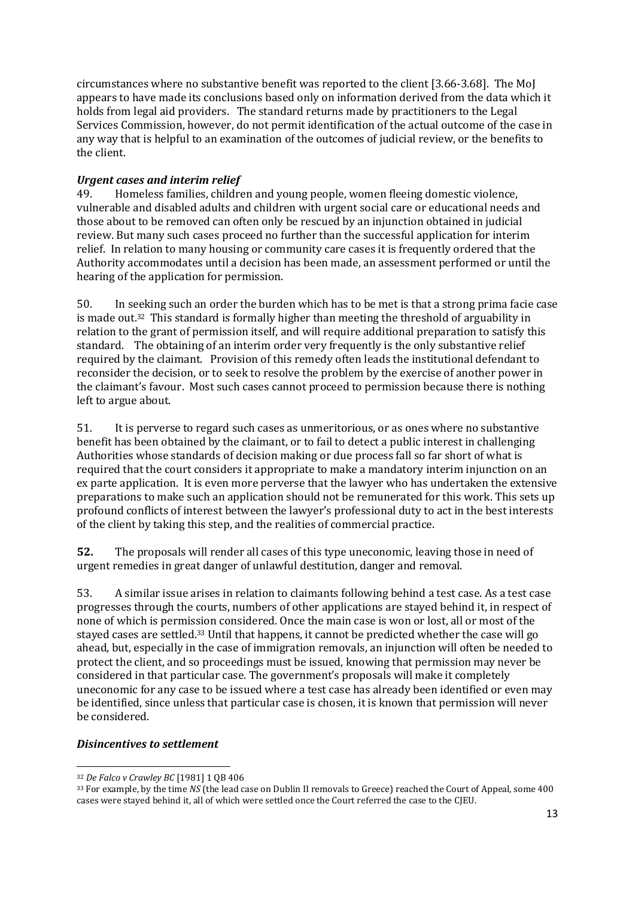circumstances where no substantive benefit was reported to the client [3.66-3.68]. The MoJ appears to have made its conclusions based only on information derived from the data which it holds from legal aid providers. The standard returns made by practitioners to the Legal Services Commission, however, do not permit identification of the actual outcome of the case in any way that is helpful to an examination of the outcomes of judicial review, or the benefits to the client.

### *Urgent cases and interim relief*

49. Homeless families, children and young people, women fleeing domestic violence, vulnerable and disabled adults and children with urgent social care or educational needs and those about to be removed can often only be rescued by an injunction obtained in judicial review. But many such cases proceed no further than the successful application for interim relief. In relation to many housing or community care cases it is frequently ordered that the Authority accommodates until a decision has been made, an assessment performed or until the hearing of the application for permission.

50. In seeking such an order the burden which has to be met is that a strong prima facie case is made out.[32] This standard is formally higher than meeting the threshold of arguability in relation to the grant of permission itself, and will require additional preparation to satisfy this standard. The obtaining of an interim order very frequently is the only substantive relief required by the claimant. Provision of this remedy often leads the institutional defendant to reconsider the decision, or to seek to resolve the problem by the exercise of another power in the claimant's favour. Most such cases cannot proceed to permission because there is nothing left to argue about.

51. It is perverse to regard such cases as unmeritorious, or as ones where no substantive benefit has been obtained by the claimant, or to fail to detect a public interest in challenging Authorities whose standards of decision making or due process fall so far short of what is required that the court considers it appropriate to make a mandatory interim injunction on an ex parte application. It is even more perverse that the lawyer who has undertaken the extensive preparations to make such an application should not be remunerated for this work. This sets up profound conflicts of interest between the lawyer's professional duty to act in the best interests of the client by taking this step, and the realities of commercial practice.

**52.** The proposals will render all cases of this type uneconomic, leaving those in need of urgent remedies in great danger of unlawful destitution, danger and removal.

53. A similar issue arises in relation to claimants following behind a test case. As a test case progresses through the courts, numbers of other applications are stayed behind it, in respect of none of which is permission considered. Once the main case is won or lost, all or most of the stayed cases are settled.[33] Until that happens, it cannot be predicted whether the case will go ahead, but, especially in the case of immigration removals, an injunction will often be needed to protect the client, and so proceedings must be issued, knowing that permission may never be considered in that particular case. The government's proposals will make it completely uneconomic for any case to be issued where a test case has already been identified or even may be identified, since unless that particular case is chosen, it is known that permission will never be considered.

### *Disincentives to settlement*

---

[32] *De Falco v Crawley BC* [1981] 1 QB 406

[33] For example, by the time *NS* (the lead case on Dublin II removals to Greece) reached the Court of Appeal, some 400 cases were stayed behind it, all of which were settled once the Court referred the case to the CJEU.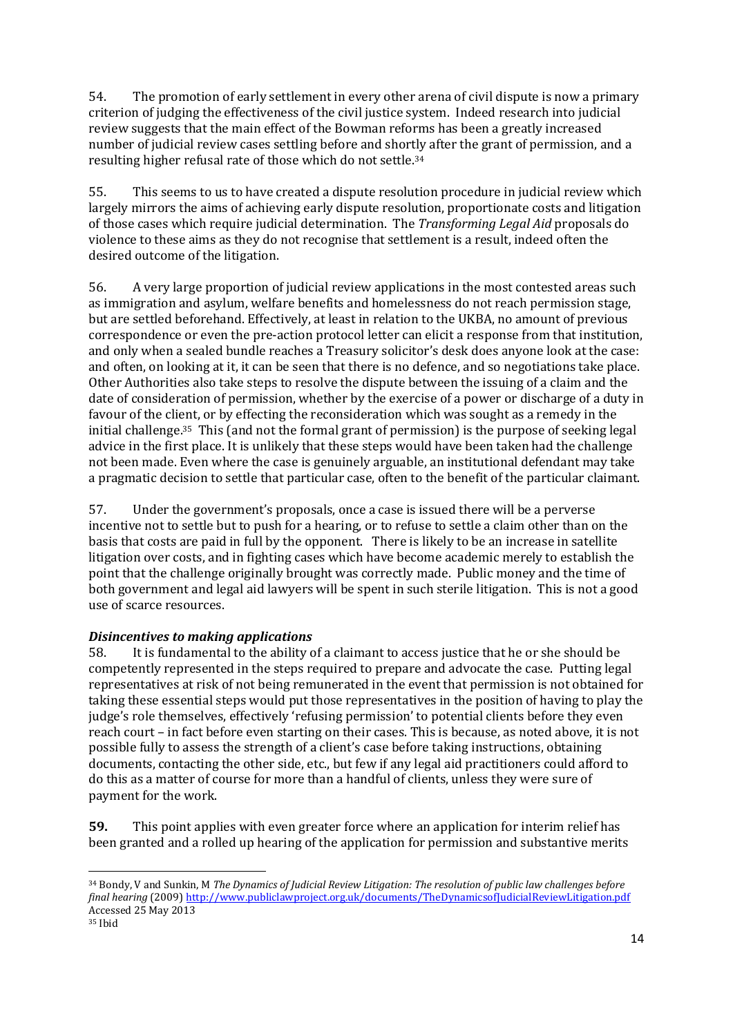54. The promotion of early settlement in every other arena of civil dispute is now a primary criterion of judging the effectiveness of the civil justice system. Indeed research into judicial review suggests that the main effect of the Bowman reforms has been a greatly increased number of judicial review cases settling before and shortly after the grant of permission, and a resulting higher refusal rate of those which do not settle.[34]

55. This seems to us to have created a dispute resolution procedure in judicial review which largely mirrors the aims of achieving early dispute resolution, proportionate costs and litigation of those cases which require judicial determination. The *Transforming Legal Aid* proposals do violence to these aims as they do not recognise that settlement is a result, indeed often the desired outcome of the litigation.

56. A very large proportion of judicial review applications in the most contested areas such as immigration and asylum, welfare benefits and homelessness do not reach permission stage, but are settled beforehand. Effectively, at least in relation to the UKBA, no amount of previous correspondence or even the pre-action protocol letter can elicit a response from that institution, and only when a sealed bundle reaches a Treasury solicitor's desk does anyone look at the case: and often, on looking at it, it can be seen that there is no defence, and so negotiations take place. Other Authorities also take steps to resolve the dispute between the issuing of a claim and the date of consideration of permission, whether by the exercise of a power or discharge of a duty in favour of the client, or by effecting the reconsideration which was sought as a remedy in the initial challenge.[35] This (and not the formal grant of permission) is the purpose of seeking legal advice in the first place. It is unlikely that these steps would have been taken had the challenge not been made. Even where the case is genuinely arguable, an institutional defendant may take a pragmatic decision to settle that particular case, often to the benefit of the particular claimant.

57. Under the government's proposals, once a case is issued there will be a perverse incentive not to settle but to push for a hearing, or to refuse to settle a claim other than on the basis that costs are paid in full by the opponent. There is likely to be an increase in satellite litigation over costs, and in fighting cases which have become academic merely to establish the point that the challenge originally brought was correctly made. Public money and the time of both government and legal aid lawyers will be spent in such sterile litigation. This is not a good use of scarce resources.

### *Disincentives to making applications*

58. It is fundamental to the ability of a claimant to access justice that he or she should be competently represented in the steps required to prepare and advocate the case. Putting legal representatives at risk of not being remunerated in the event that permission is not obtained for taking these essential steps would put those representatives in the position of having to play the judge's role themselves, effectively 'refusing permission' to potential clients before they even reach court – in fact before even starting on their cases. This is because, as noted above, it is not possible fully to assess the strength of a client's case before taking instructions, obtaining documents, contacting the other side, etc., but few if any legal aid practitioners could afford to do this as a matter of course for more than a handful of clients, unless they were sure of payment for the work.

**59.** This point applies with even greater force where an application for interim relief has been granted and a rolled up hearing of the application for permission and substantive merits

---

[34] Bondy, V and Sunkin, M *The Dynamics of Judicial Review Litigation: The resolution of public law challenges before final hearing* (2009) http://www.publiclawproject.org.uk/documents/TheDynamicsofJudicialReviewLitigation.pdf Accessed 25 May 2013

[35] Ibid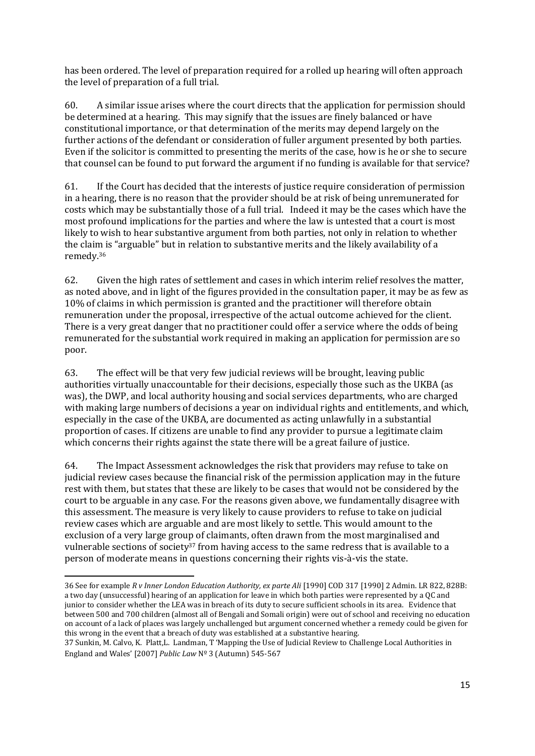has been ordered. The level of preparation required for a rolled up hearing will often approach the level of preparation of a full trial.

60. A similar issue arises where the court directs that the application for permission should be determined at a hearing. This may signify that the issues are finely balanced or have constitutional importance, or that determination of the merits may depend largely on the further actions of the defendant or consideration of fuller argument presented by both parties. Even if the solicitor is committed to presenting the merits of the case, how is he or she to secure that counsel can be found to put forward the argument if no funding is available for that service?

61. If the Court has decided that the interests of justice require consideration of permission in a hearing, there is no reason that the provider should be at risk of being unremunerated for costs which may be substantially those of a full trial. Indeed it may be the cases which have the most profound implications for the parties and where the law is untested that a court is most likely to wish to hear substantive argument from both parties, not only in relation to whether the claim is "arguable" but in relation to substantive merits and the likely availability of a remedy.[36]

62. Given the high rates of settlement and cases in which interim relief resolves the matter, as noted above, and in light of the figures provided in the consultation paper, it may be as few as 10% of claims in which permission is granted and the practitioner will therefore obtain remuneration under the proposal, irrespective of the actual outcome achieved for the client. There is a very great danger that no practitioner could offer a service where the odds of being remunerated for the substantial work required in making an application for permission are so poor.

63. The effect will be that very few judicial reviews will be brought, leaving public authorities virtually unaccountable for their decisions, especially those such as the UKBA (as was), the DWP, and local authority housing and social services departments, who are charged with making large numbers of decisions a year on individual rights and entitlements, and which, especially in the case of the UKBA, are documented as acting unlawfully in a substantial proportion of cases. If citizens are unable to find any provider to pursue a legitimate claim which concerns their rights against the state there will be a great failure of justice.

64. The Impact Assessment acknowledges the risk that providers may refuse to take on judicial review cases because the financial risk of the permission application may in the future rest with them, but states that these are likely to be cases that would not be considered by the court to be arguable in any case. For the reasons given above, we fundamentally disagree with this assessment. The measure is very likely to cause providers to refuse to take on judicial review cases which are arguable and are most likely to settle. This would amount to the exclusion of a very large group of claimants, often drawn from the most marginalised and vulnerable sections of society[37] from having access to the same redress that is available to a person of moderate means in questions concerning their rights vis-à-vis the state.

---

36 See for example *R v Inner London Education Authority, ex parte Ali* [1990] COD 317 [1990] 2 Admin. LR 822, 828B: a two day (unsuccessful) hearing of an application for leave in which both parties were represented by a QC and junior to consider whether the LEA was in breach of its duty to secure sufficient schools in its area. Evidence that between 500 and 700 children (almost all of Bengali and Somali origin) were out of school and receiving no education on account of a lack of places was largely unchallenged but argument concerned whether a remedy could be given for this wrong in the event that a breach of duty was established at a substantive hearing.

37 Sunkin, M. Calvo, K. Platt,L. Landman, T 'Mapping the Use of Judicial Review to Challenge Local Authorities in England and Wales' [2007] *Public Law* Nº 3 (Autumn) 545-567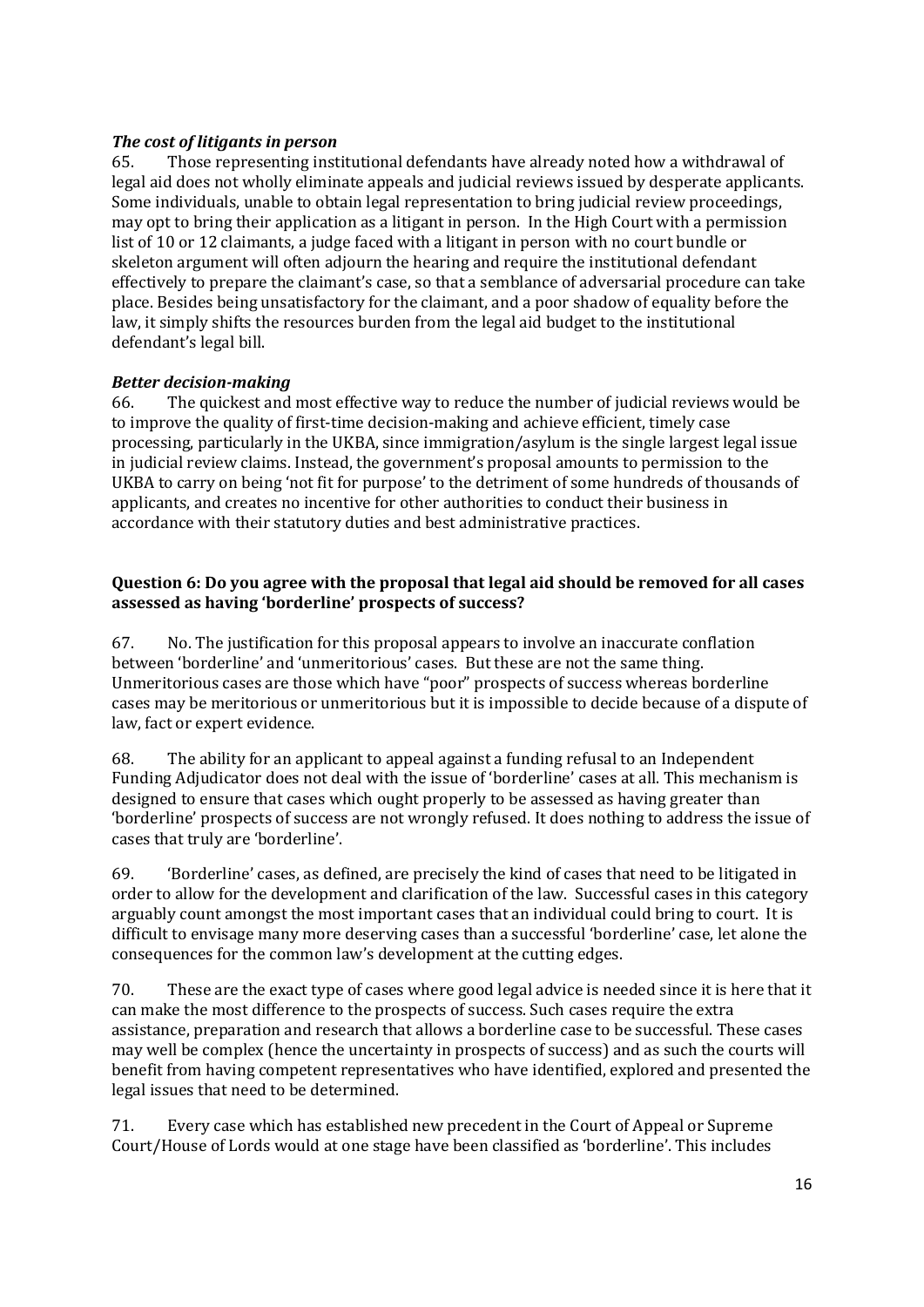### *The cost of litigants in person*

65. Those representing institutional defendants have already noted how a withdrawal of legal aid does not wholly eliminate appeals and judicial reviews issued by desperate applicants. Some individuals, unable to obtain legal representation to bring judicial review proceedings, may opt to bring their application as a litigant in person. In the High Court with a permission list of 10 or 12 claimants, a judge faced with a litigant in person with no court bundle or skeleton argument will often adjourn the hearing and require the institutional defendant effectively to prepare the claimant's case, so that a semblance of adversarial procedure can take place. Besides being unsatisfactory for the claimant, and a poor shadow of equality before the law, it simply shifts the resources burden from the legal aid budget to the institutional defendant's legal bill.

### *Better decision-making*

66. The quickest and most effective way to reduce the number of judicial reviews would be to improve the quality of first-time decision-making and achieve efficient, timely case processing, particularly in the UKBA, since immigration/asylum is the single largest legal issue in judicial review claims. Instead, the government's proposal amounts to permission to the UKBA to carry on being 'not fit for purpose' to the detriment of some hundreds of thousands of applicants, and creates no incentive for other authorities to conduct their business in accordance with their statutory duties and best administrative practices.

**Question 6: Do you agree with the proposal that legal aid should be removed for all cases assessed as having 'borderline' prospects of success?**

67. No. The justification for this proposal appears to involve an inaccurate conflation between 'borderline' and 'unmeritorious' cases. But these are not the same thing. Unmeritorious cases are those which have "poor" prospects of success whereas borderline cases may be meritorious or unmeritorious but it is impossible to decide because of a dispute of law, fact or expert evidence.

68. The ability for an applicant to appeal against a funding refusal to an Independent Funding Adjudicator does not deal with the issue of 'borderline' cases at all. This mechanism is designed to ensure that cases which ought properly to be assessed as having greater than 'borderline' prospects of success are not wrongly refused. It does nothing to address the issue of cases that truly are 'borderline'.

69. 'Borderline' cases, as defined, are precisely the kind of cases that need to be litigated in order to allow for the development and clarification of the law. Successful cases in this category arguably count amongst the most important cases that an individual could bring to court. It is difficult to envisage many more deserving cases than a successful 'borderline' case, let alone the consequences for the common law's development at the cutting edges.

70. These are the exact type of cases where good legal advice is needed since it is here that it can make the most difference to the prospects of success. Such cases require the extra assistance, preparation and research that allows a borderline case to be successful. These cases may well be complex (hence the uncertainty in prospects of success) and as such the courts will benefit from having competent representatives who have identified, explored and presented the legal issues that need to be determined.

71. Every case which has established new precedent in the Court of Appeal or Supreme Court/House of Lords would at one stage have been classified as 'borderline'. This includes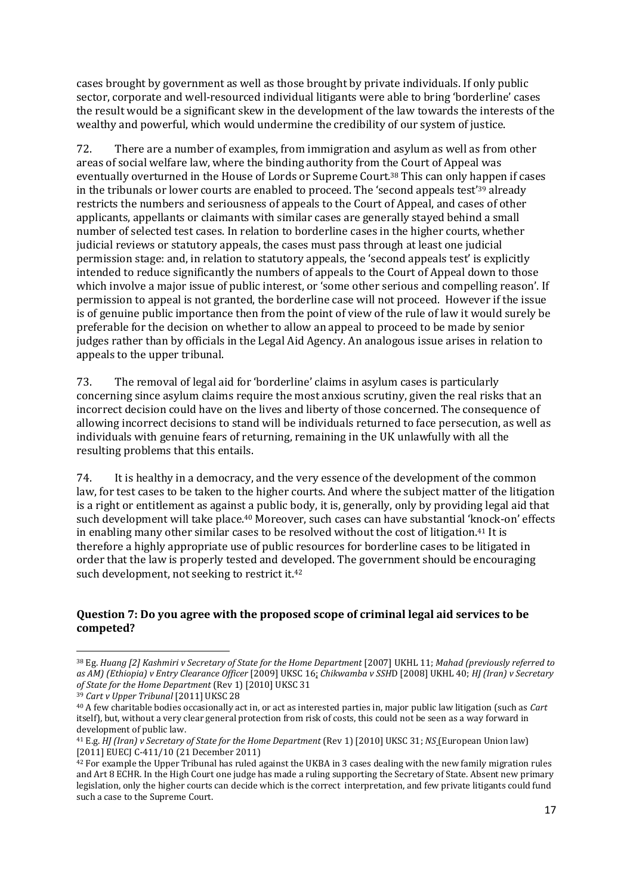cases brought by government as well as those brought by private individuals. If only public sector, corporate and well-resourced individual litigants were able to bring 'borderline' cases the result would be a significant skew in the development of the law towards the interests of the wealthy and powerful, which would undermine the credibility of our system of justice.

72. There are a number of examples, from immigration and asylum as well as from other areas of social welfare law, where the binding authority from the Court of Appeal was eventually overturned in the House of Lords or Supreme Court.[38] This can only happen if cases in the tribunals or lower courts are enabled to proceed. The 'second appeals test'[39] already restricts the numbers and seriousness of appeals to the Court of Appeal, and cases of other applicants, appellants or claimants with similar cases are generally stayed behind a small number of selected test cases. In relation to borderline cases in the higher courts, whether judicial reviews or statutory appeals, the cases must pass through at least one judicial permission stage: and, in relation to statutory appeals, the 'second appeals test' is explicitly intended to reduce significantly the numbers of appeals to the Court of Appeal down to those which involve a major issue of public interest, or 'some other serious and compelling reason'. If permission to appeal is not granted, the borderline case will not proceed. However if the issue is of genuine public importance then from the point of view of the rule of law it would surely be preferable for the decision on whether to allow an appeal to proceed to be made by senior judges rather than by officials in the Legal Aid Agency. An analogous issue arises in relation to appeals to the upper tribunal.

73. The removal of legal aid for 'borderline' claims in asylum cases is particularly concerning since asylum claims require the most anxious scrutiny, given the real risks that an incorrect decision could have on the lives and liberty of those concerned. The consequence of allowing incorrect decisions to stand will be individuals returned to face persecution, as well as individuals with genuine fears of returning, remaining in the UK unlawfully with all the resulting problems that this entails.

74. It is healthy in a democracy, and the very essence of the development of the common law, for test cases to be taken to the higher courts. And where the subject matter of the litigation is a right or entitlement as against a public body, it is, generally, only by providing legal aid that such development will take place.[40] Moreover, such cases can have substantial 'knock-on' effects in enabling many other similar cases to be resolved without the cost of litigation.[41] It is therefore a highly appropriate use of public resources for borderline cases to be litigated in order that the law is properly tested and developed. The government should be encouraging such development, not seeking to restrict it.[42]

**Question 7: Do you agree with the proposed scope of criminal legal aid services to be competed?**

---

[38] Eg. *Huang [2] Kashmiri v Secretary of State for the Home Department* [2007] UKHL 11; *Mahad (previously referred to as AM) (Ethiopia) v Entry Clearance Officer* [2009] UKSC 16; *Chikwamba v SSHD* [2008] UKHL 40; *HJ (Iran) v Secretary of State for the Home Department* (Rev 1) [2010] UKSC 31

[39] *Cart v Upper Tribunal* [2011] UKSC 28

[40] A few charitable bodies occasionally act in, or act as interested parties in, major public law litigation (such as *Cart* itself), but, without a very clear general protection from risk of costs, this could not be seen as a way forward in development of public law.

[41] E.g. *HJ (Iran) v Secretary of State for the Home Department* (Rev 1) [2010] UKSC 31; *NS* (European Union law) [2011] EUECJ C-411/10 (21 December 2011)

[42] For example the Upper Tribunal has ruled against the UKBA in 3 cases dealing with the new family migration rules and Art 8 ECHR. In the High Court one judge has made a ruling supporting the Secretary of State. Absent new primary legislation, only the higher courts can decide which is the correct interpretation, and few private litigants could fund such a case to the Supreme Court.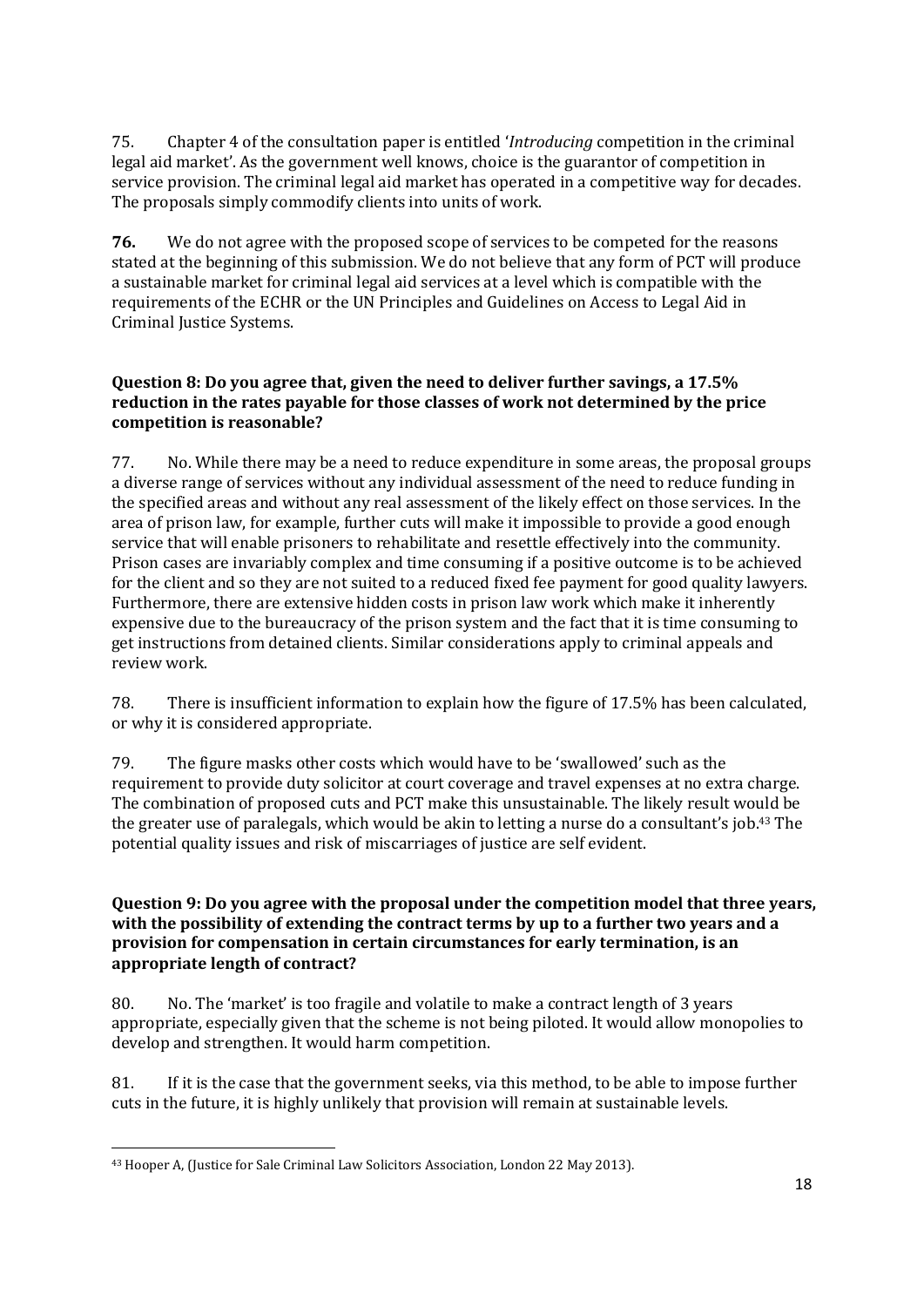75. Chapter 4 of the consultation paper is entitled '*Introducing* competition in the criminal legal aid market'. As the government well knows, choice is the guarantor of competition in service provision. The criminal legal aid market has operated in a competitive way for decades. The proposals simply commodify clients into units of work.

**76.** We do not agree with the proposed scope of services to be competed for the reasons stated at the beginning of this submission. We do not believe that any form of PCT will produce a sustainable market for criminal legal aid services at a level which is compatible with the requirements of the ECHR or the UN Principles and Guidelines on Access to Legal Aid in Criminal Justice Systems.

**Question 8: Do you agree that, given the need to deliver further savings, a 17.5% reduction in the rates payable for those classes of work not determined by the price competition is reasonable?**

77. No. While there may be a need to reduce expenditure in some areas, the proposal groups a diverse range of services without any individual assessment of the need to reduce funding in the specified areas and without any real assessment of the likely effect on those services. In the area of prison law, for example, further cuts will make it impossible to provide a good enough service that will enable prisoners to rehabilitate and resettle effectively into the community. Prison cases are invariably complex and time consuming if a positive outcome is to be achieved for the client and so they are not suited to a reduced fixed fee payment for good quality lawyers. Furthermore, there are extensive hidden costs in prison law work which make it inherently expensive due to the bureaucracy of the prison system and the fact that it is time consuming to get instructions from detained clients. Similar considerations apply to criminal appeals and review work.

78. There is insufficient information to explain how the figure of 17.5% has been calculated, or why it is considered appropriate.

79. The figure masks other costs which would have to be 'swallowed' such as the requirement to provide duty solicitor at court coverage and travel expenses at no extra charge. The combination of proposed cuts and PCT make this unsustainable. The likely result would be the greater use of paralegals, which would be akin to letting a nurse do a consultant's job.[43] The potential quality issues and risk of miscarriages of justice are self evident.

**Question 9: Do you agree with the proposal under the competition model that three years, with the possibility of extending the contract terms by up to a further two years and a provision for compensation in certain circumstances for early termination, is an appropriate length of contract?**

80. No. The 'market' is too fragile and volatile to make a contract length of 3 years appropriate, especially given that the scheme is not being piloted. It would allow monopolies to develop and strengthen. It would harm competition.

81. If it is the case that the government seeks, via this method, to be able to impose further cuts in the future, it is highly unlikely that provision will remain at sustainable levels.

---

[43] Hooper A, (Justice for Sale Criminal Law Solicitors Association, London 22 May 2013).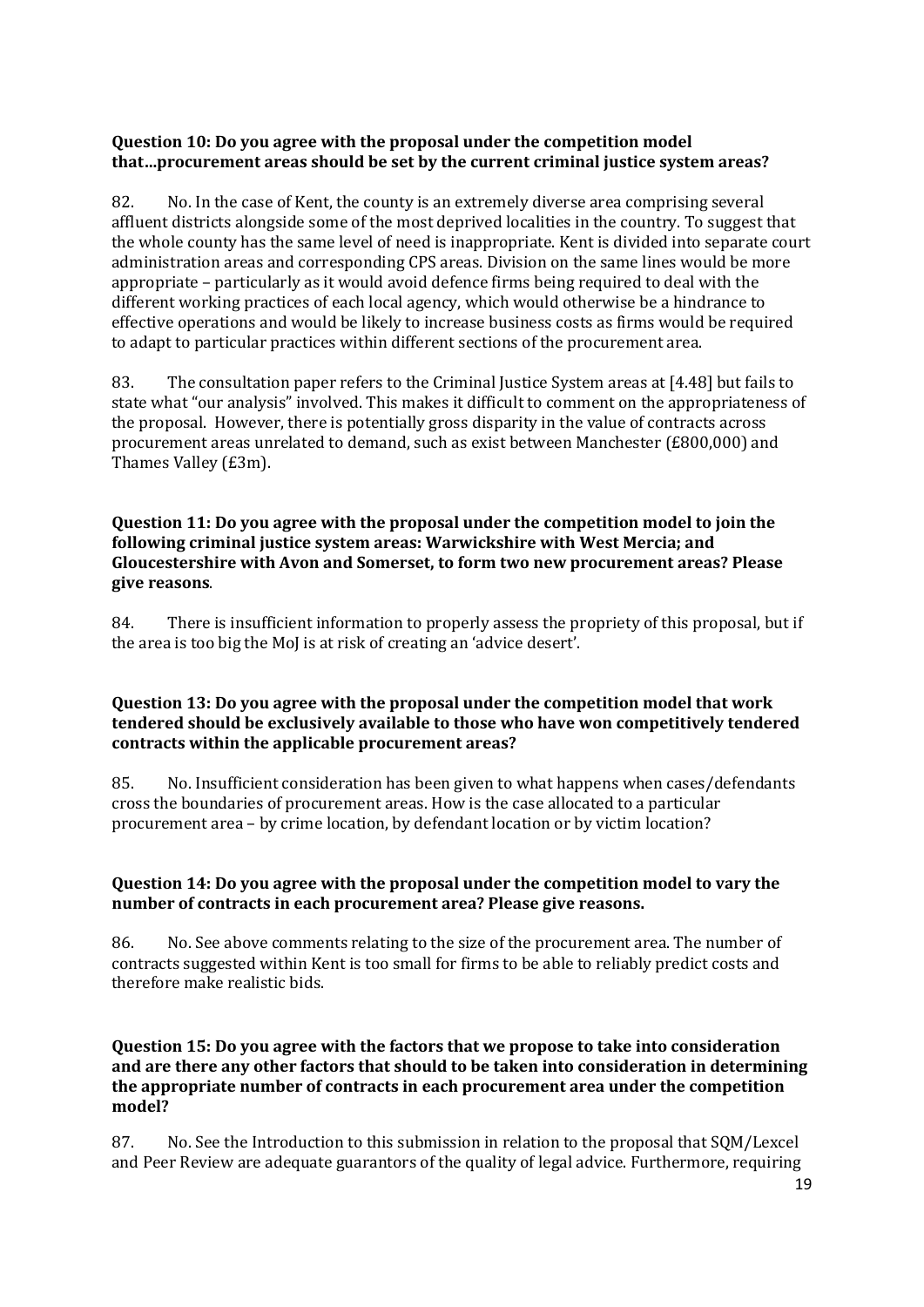**Question 10: Do you agree with the proposal under the competition model that…procurement areas should be set by the current criminal justice system areas?**

82. No. In the case of Kent, the county is an extremely diverse area comprising several affluent districts alongside some of the most deprived localities in the country. To suggest that the whole county has the same level of need is inappropriate. Kent is divided into separate court administration areas and corresponding CPS areas. Division on the same lines would be more appropriate – particularly as it would avoid defence firms being required to deal with the different working practices of each local agency, which would otherwise be a hindrance to effective operations and would be likely to increase business costs as firms would be required to adapt to particular practices within different sections of the procurement area.

83. The consultation paper refers to the Criminal Justice System areas at [4.48] but fails to state what "our analysis" involved. This makes it difficult to comment on the appropriateness of the proposal. However, there is potentially gross disparity in the value of contracts across procurement areas unrelated to demand, such as exist between Manchester (£800,000) and Thames Valley (£3m).

**Question 11: Do you agree with the proposal under the competition model to join the following criminal justice system areas: Warwickshire with West Mercia; and Gloucestershire with Avon and Somerset, to form two new procurement areas? Please give reasons**.

84. There is insufficient information to properly assess the propriety of this proposal, but if the area is too big the MoJ is at risk of creating an 'advice desert'.

**Question 13: Do you agree with the proposal under the competition model that work tendered should be exclusively available to those who have won competitively tendered contracts within the applicable procurement areas?**

85. No. Insufficient consideration has been given to what happens when cases/defendants cross the boundaries of procurement areas. How is the case allocated to a particular procurement area – by crime location, by defendant location or by victim location?

**Question 14: Do you agree with the proposal under the competition model to vary the number of contracts in each procurement area? Please give reasons.**

86. No. See above comments relating to the size of the procurement area. The number of contracts suggested within Kent is too small for firms to be able to reliably predict costs and therefore make realistic bids.

**Question 15: Do you agree with the factors that we propose to take into consideration and are there any other factors that should to be taken into consideration in determining the appropriate number of contracts in each procurement area under the competition model?**

87. No. See the Introduction to this submission in relation to the proposal that SQM/Lexcel and Peer Review are adequate guarantors of the quality of legal advice. Furthermore, requiring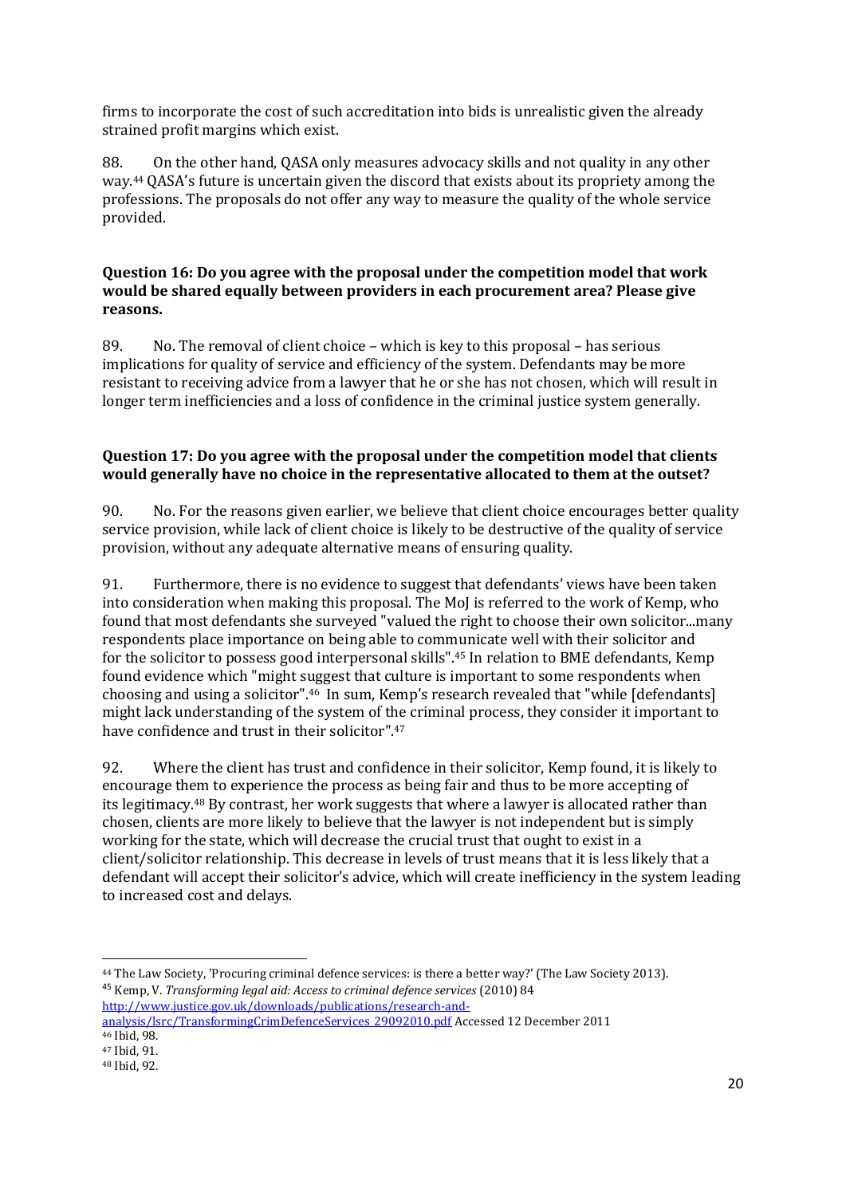firms to incorporate the cost of such accreditation into bids is unrealistic given the already strained profit margins which exist.

88. On the other hand, QASA only measures advocacy skills and not quality in any other way.[44] QASA's future is uncertain given the discord that exists about its propriety among the professions. The proposals do not offer any way to measure the quality of the whole service provided.

**Question 16: Do you agree with the proposal under the competition model that work would be shared equally between providers in each procurement area? Please give reasons.**

89. No. The removal of client choice – which is key to this proposal – has serious implications for quality of service and efficiency of the system. Defendants may be more resistant to receiving advice from a lawyer that he or she has not chosen, which will result in longer term inefficiencies and a loss of confidence in the criminal justice system generally.

**Question 17: Do you agree with the proposal under the competition model that clients would generally have no choice in the representative allocated to them at the outset?**

90. No. For the reasons given earlier, we believe that client choice encourages better quality service provision, while lack of client choice is likely to be destructive of the quality of service provision, without any adequate alternative means of ensuring quality.

91. Furthermore, there is no evidence to suggest that defendants' views have been taken into consideration when making this proposal. The MoJ is referred to the work of Kemp, who found that most defendants she surveyed "valued the right to choose their own solicitor...many respondents place importance on being able to communicate well with their solicitor and for the solicitor to possess good interpersonal skills".[45] In relation to BME defendants, Kemp found evidence which "might suggest that culture is important to some respondents when choosing and using a solicitor".[46] In sum, Kemp's research revealed that "while [defendants] might lack understanding of the system of the criminal process, they consider it important to have confidence and trust in their solicitor".[47]

92. Where the client has trust and confidence in their solicitor, Kemp found, it is likely to encourage them to experience the process as being fair and thus to be more accepting of its legitimacy.[48] By contrast, her work suggests that where a lawyer is allocated rather than chosen, clients are more likely to believe that the lawyer is not independent but is simply working for the state, which will decrease the crucial trust that ought to exist in a client/solicitor relationship. This decrease in levels of trust means that it is less likely that a defendant will accept their solicitor's advice, which will create inefficiency in the system leading to increased cost and delays.

---

[44] The Law Society, 'Procuring criminal defence services: is there a better way?' (The Law Society 2013).

[45] Kemp, V. *Transforming legal aid: Access to criminal defence services* (2010) 84 http://www.justice.gov.uk/downloads/publications/research-and-analysis/lsrc/TransformingCrimDefenceServices_29092010.pdf Accessed 12 December 2011

[46] Ibid, 98.

[47] Ibid, 91.

[48] Ibid, 92.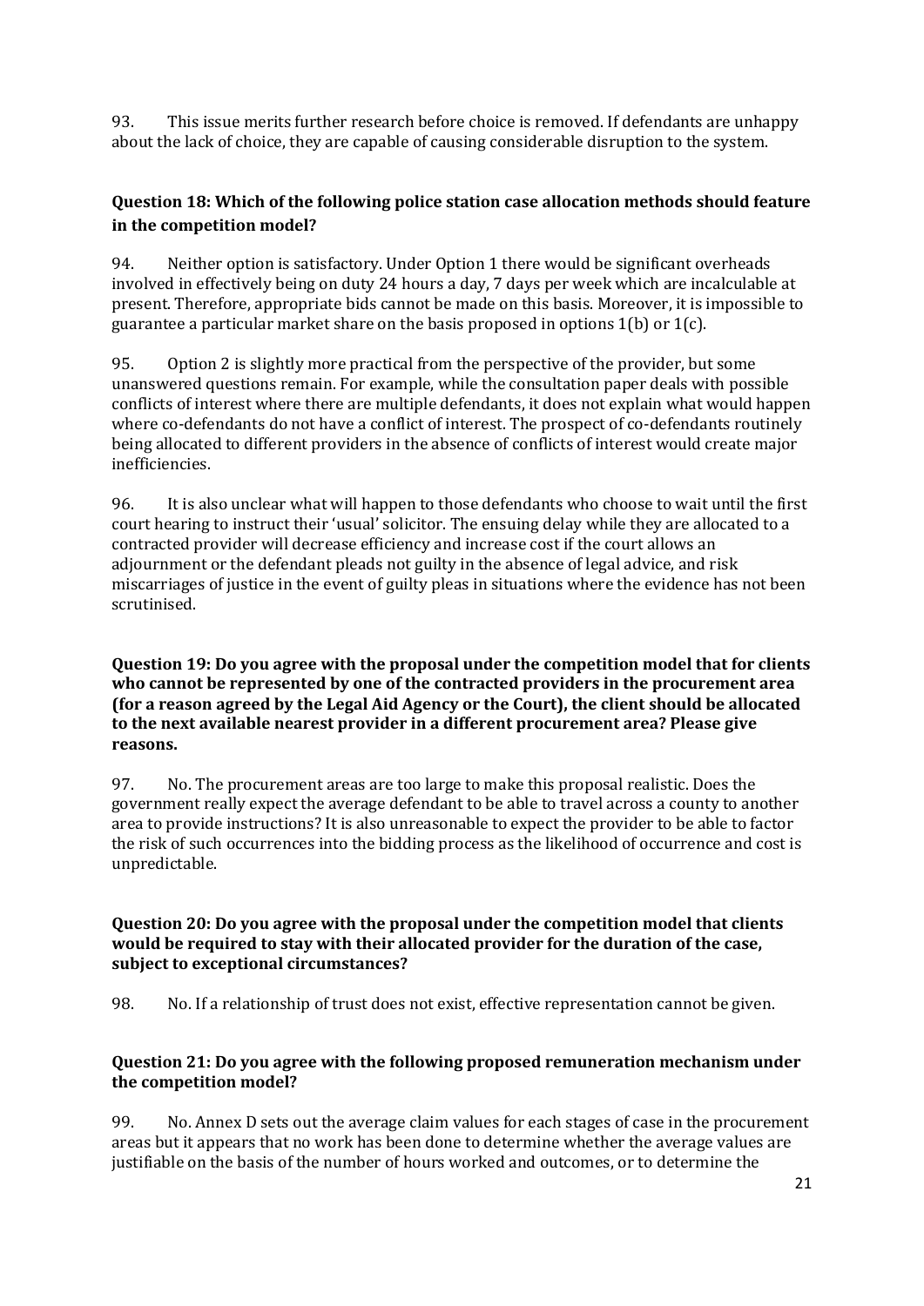93. This issue merits further research before choice is removed. If defendants are unhappy about the lack of choice, they are capable of causing considerable disruption to the system.

### Question 18: Which of the following police station case allocation methods should feature in the competition model?

94. Neither option is satisfactory. Under Option 1 there would be significant overheads involved in effectively being on duty 24 hours a day, 7 days per week which are incalculable at present. Therefore, appropriate bids cannot be made on this basis. Moreover, it is impossible to guarantee a particular market share on the basis proposed in options 1(b) or 1(c).

95. Option 2 is slightly more practical from the perspective of the provider, but some unanswered questions remain. For example, while the consultation paper deals with possible conflicts of interest where there are multiple defendants, it does not explain what would happen where co-defendants do not have a conflict of interest. The prospect of co-defendants routinely being allocated to different providers in the absence of conflicts of interest would create major inefficiencies.

96. It is also unclear what will happen to those defendants who choose to wait until the first court hearing to instruct their 'usual' solicitor. The ensuing delay while they are allocated to a contracted provider will decrease efficiency and increase cost if the court allows an adjournment or the defendant pleads not guilty in the absence of legal advice, and risk miscarriages of justice in the event of guilty pleas in situations where the evidence has not been scrutinised.

### Question 19: Do you agree with the proposal under the competition model that for clients who cannot be represented by one of the contracted providers in the procurement area (for a reason agreed by the Legal Aid Agency or the Court), the client should be allocated to the next available nearest provider in a different procurement area? Please give reasons.

97. No. The procurement areas are too large to make this proposal realistic. Does the government really expect the average defendant to be able to travel across a county to another area to provide instructions? It is also unreasonable to expect the provider to be able to factor the risk of such occurrences into the bidding process as the likelihood of occurrence and cost is unpredictable.

### Question 20: Do you agree with the proposal under the competition model that clients would be required to stay with their allocated provider for the duration of the case, subject to exceptional circumstances?

98. No. If a relationship of trust does not exist, effective representation cannot be given.

### Question 21: Do you agree with the following proposed remuneration mechanism under the competition model?

99. No. Annex D sets out the average claim values for each stages of case in the procurement areas but it appears that no work has been done to determine whether the average values are justifiable on the basis of the number of hours worked and outcomes, or to determine the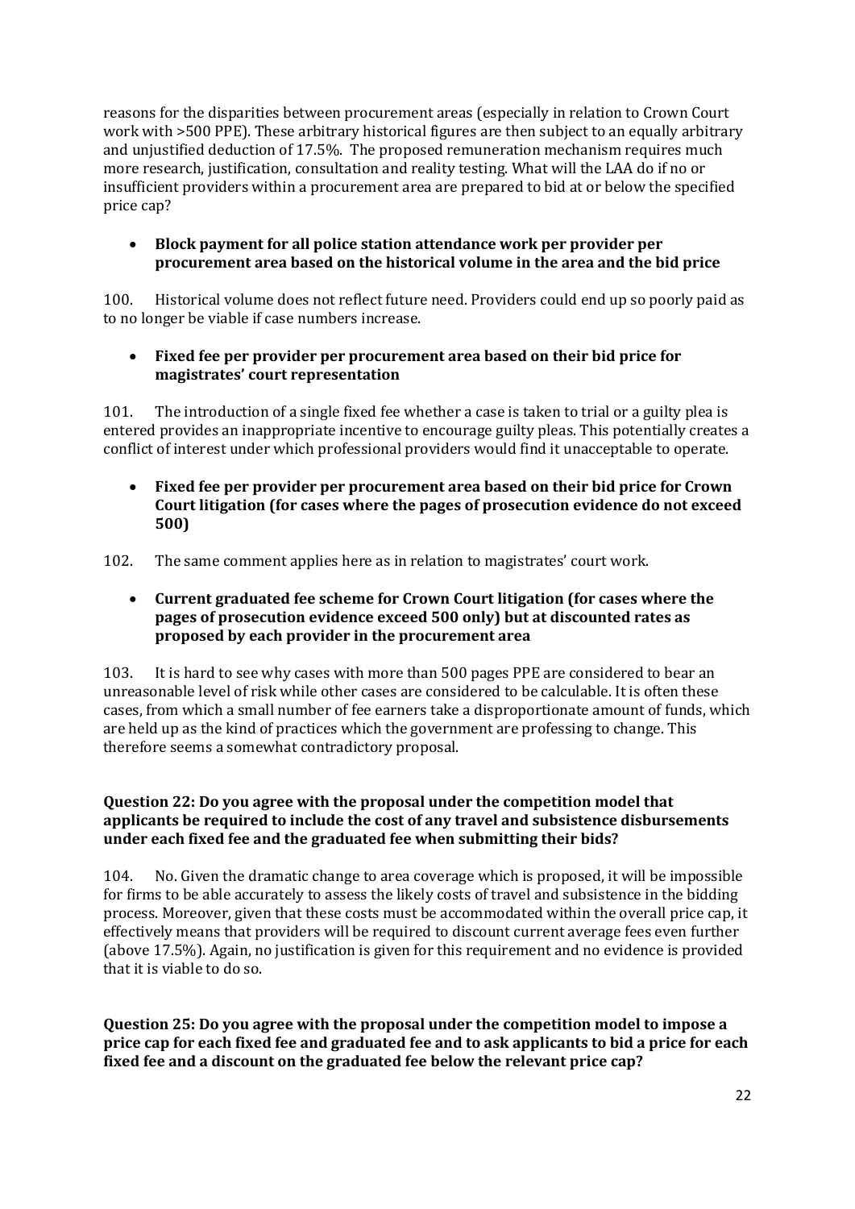reasons for the disparities between procurement areas (especially in relation to Crown Court work with >500 PPE). These arbitrary historical figures are then subject to an equally arbitrary and unjustified deduction of 17.5%. The proposed remuneration mechanism requires much more research, justification, consultation and reality testing. What will the LAA do if no or insufficient providers within a procurement area are prepared to bid at or below the specified price cap?

- **Block payment for all police station attendance work per provider per procurement area based on the historical volume in the area and the bid price**

100. Historical volume does not reflect future need. Providers could end up so poorly paid as to no longer be viable if case numbers increase.

- **Fixed fee per provider per procurement area based on their bid price for magistrates' court representation**

101. The introduction of a single fixed fee whether a case is taken to trial or a guilty plea is entered provides an inappropriate incentive to encourage guilty pleas. This potentially creates a conflict of interest under which professional providers would find it unacceptable to operate.

- **Fixed fee per provider per procurement area based on their bid price for Crown Court litigation (for cases where the pages of prosecution evidence do not exceed 500)**

102. The same comment applies here as in relation to magistrates' court work.

- **Current graduated fee scheme for Crown Court litigation (for cases where the pages of prosecution evidence exceed 500 only) but at discounted rates as proposed by each provider in the procurement area**

103. It is hard to see why cases with more than 500 pages PPE are considered to bear an unreasonable level of risk while other cases are considered to be calculable. It is often these cases, from which a small number of fee earners take a disproportionate amount of funds, which are held up as the kind of practices which the government are professing to change. This therefore seems a somewhat contradictory proposal.

**Question 22: Do you agree with the proposal under the competition model that applicants be required to include the cost of any travel and subsistence disbursements under each fixed fee and the graduated fee when submitting their bids?**

104. No. Given the dramatic change to area coverage which is proposed, it will be impossible for firms to be able accurately to assess the likely costs of travel and subsistence in the bidding process. Moreover, given that these costs must be accommodated within the overall price cap, it effectively means that providers will be required to discount current average fees even further (above 17.5%). Again, no justification is given for this requirement and no evidence is provided that it is viable to do so.

**Question 25: Do you agree with the proposal under the competition model to impose a price cap for each fixed fee and graduated fee and to ask applicants to bid a price for each fixed fee and a discount on the graduated fee below the relevant price cap?**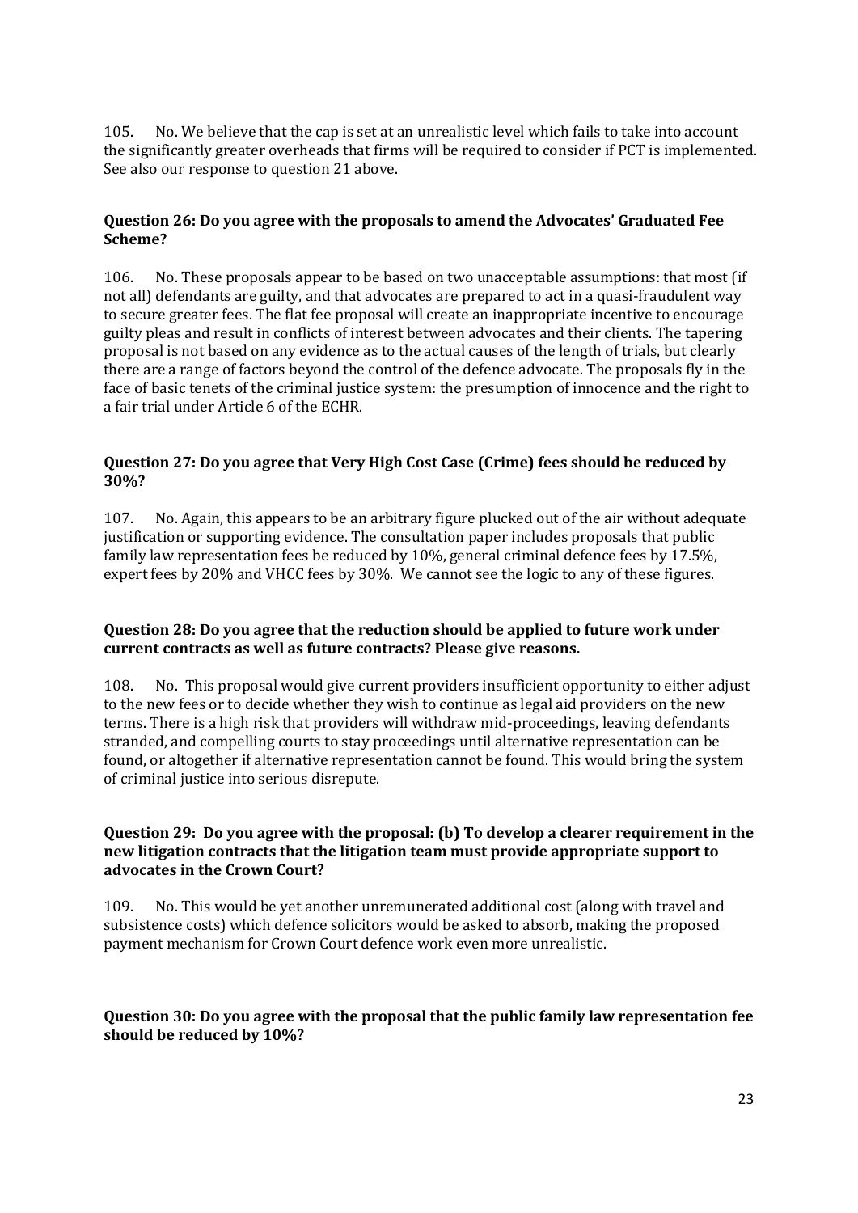105. No. We believe that the cap is set at an unrealistic level which fails to take into account the significantly greater overheads that firms will be required to consider if PCT is implemented. See also our response to question 21 above.

**Question 26: Do you agree with the proposals to amend the Advocates' Graduated Fee Scheme?**

106. No. These proposals appear to be based on two unacceptable assumptions: that most (if not all) defendants are guilty, and that advocates are prepared to act in a quasi-fraudulent way to secure greater fees. The flat fee proposal will create an inappropriate incentive to encourage guilty pleas and result in conflicts of interest between advocates and their clients. The tapering proposal is not based on any evidence as to the actual causes of the length of trials, but clearly there are a range of factors beyond the control of the defence advocate. The proposals fly in the face of basic tenets of the criminal justice system: the presumption of innocence and the right to a fair trial under Article 6 of the ECHR.

**Question 27: Do you agree that Very High Cost Case (Crime) fees should be reduced by 30%?**

107. No. Again, this appears to be an arbitrary figure plucked out of the air without adequate justification or supporting evidence. The consultation paper includes proposals that public family law representation fees be reduced by 10%, general criminal defence fees by 17.5%, expert fees by 20% and VHCC fees by 30%. We cannot see the logic to any of these figures.

**Question 28: Do you agree that the reduction should be applied to future work under current contracts as well as future contracts? Please give reasons.**

108. No. This proposal would give current providers insufficient opportunity to either adjust to the new fees or to decide whether they wish to continue as legal aid providers on the new terms. There is a high risk that providers will withdraw mid-proceedings, leaving defendants stranded, and compelling courts to stay proceedings until alternative representation can be found, or altogether if alternative representation cannot be found. This would bring the system of criminal justice into serious disrepute.

**Question 29: Do you agree with the proposal: (b) To develop a clearer requirement in the new litigation contracts that the litigation team must provide appropriate support to advocates in the Crown Court?**

109. No. This would be yet another unremunerated additional cost (along with travel and subsistence costs) which defence solicitors would be asked to absorb, making the proposed payment mechanism for Crown Court defence work even more unrealistic.

**Question 30: Do you agree with the proposal that the public family law representation fee should be reduced by 10%?**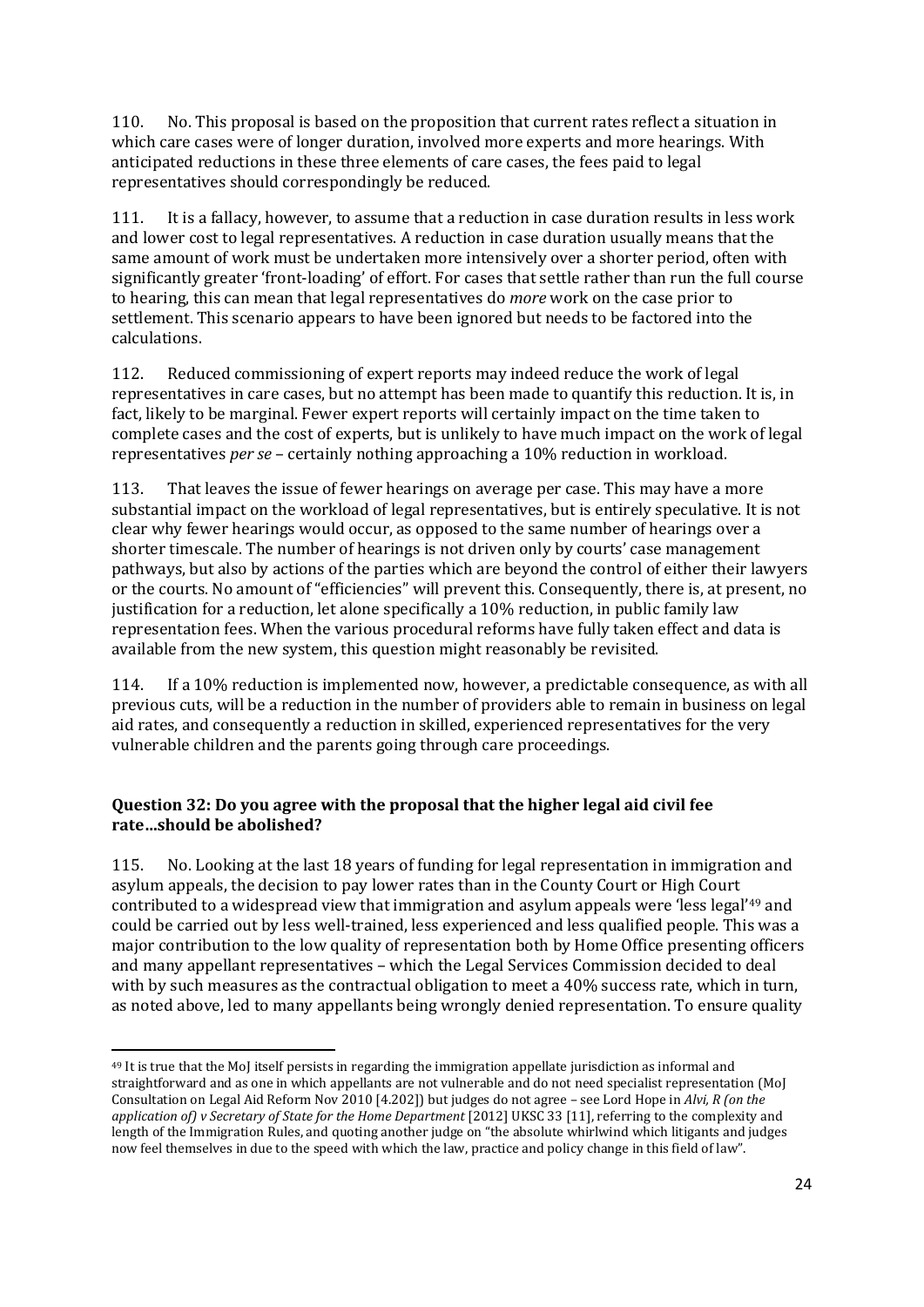110. No. This proposal is based on the proposition that current rates reflect a situation in which care cases were of longer duration, involved more experts and more hearings. With anticipated reductions in these three elements of care cases, the fees paid to legal representatives should correspondingly be reduced.

111. It is a fallacy, however, to assume that a reduction in case duration results in less work and lower cost to legal representatives. A reduction in case duration usually means that the same amount of work must be undertaken more intensively over a shorter period, often with significantly greater 'front-loading' of effort. For cases that settle rather than run the full course to hearing, this can mean that legal representatives do *more* work on the case prior to settlement. This scenario appears to have been ignored but needs to be factored into the calculations.

112. Reduced commissioning of expert reports may indeed reduce the work of legal representatives in care cases, but no attempt has been made to quantify this reduction. It is, in fact, likely to be marginal. Fewer expert reports will certainly impact on the time taken to complete cases and the cost of experts, but is unlikely to have much impact on the work of legal representatives *per se* – certainly nothing approaching a 10% reduction in workload.

113. That leaves the issue of fewer hearings on average per case. This may have a more substantial impact on the workload of legal representatives, but is entirely speculative. It is not clear why fewer hearings would occur, as opposed to the same number of hearings over a shorter timescale. The number of hearings is not driven only by courts' case management pathways, but also by actions of the parties which are beyond the control of either their lawyers or the courts. No amount of "efficiencies" will prevent this. Consequently, there is, at present, no justification for a reduction, let alone specifically a 10% reduction, in public family law representation fees. When the various procedural reforms have fully taken effect and data is available from the new system, this question might reasonably be revisited.

114. If a 10% reduction is implemented now, however, a predictable consequence, as with all previous cuts, will be a reduction in the number of providers able to remain in business on legal aid rates, and consequently a reduction in skilled, experienced representatives for the very vulnerable children and the parents going through care proceedings.

**Question 32: Do you agree with the proposal that the higher legal aid civil fee rate…should be abolished?**

115. No. Looking at the last 18 years of funding for legal representation in immigration and asylum appeals, the decision to pay lower rates than in the County Court or High Court contributed to a widespread view that immigration and asylum appeals were 'less legal'[49] and could be carried out by less well-trained, less experienced and less qualified people. This was a major contribution to the low quality of representation both by Home Office presenting officers and many appellant representatives – which the Legal Services Commission decided to deal with by such measures as the contractual obligation to meet a 40% success rate, which in turn, as noted above, led to many appellants being wrongly denied representation. To ensure quality

---

[49] It is true that the MoJ itself persists in regarding the immigration appellate jurisdiction as informal and straightforward and as one in which appellants are not vulnerable and do not need specialist representation (MoJ Consultation on Legal Aid Reform Nov 2010 [4.202]) but judges do not agree – see Lord Hope in *Alvi, R (on the application of) v Secretary of State for the Home Department* [2012] UKSC 33 [11], referring to the complexity and length of the Immigration Rules, and quoting another judge on "the absolute whirlwind which litigants and judges now feel themselves in due to the speed with which the law, practice and policy change in this field of law".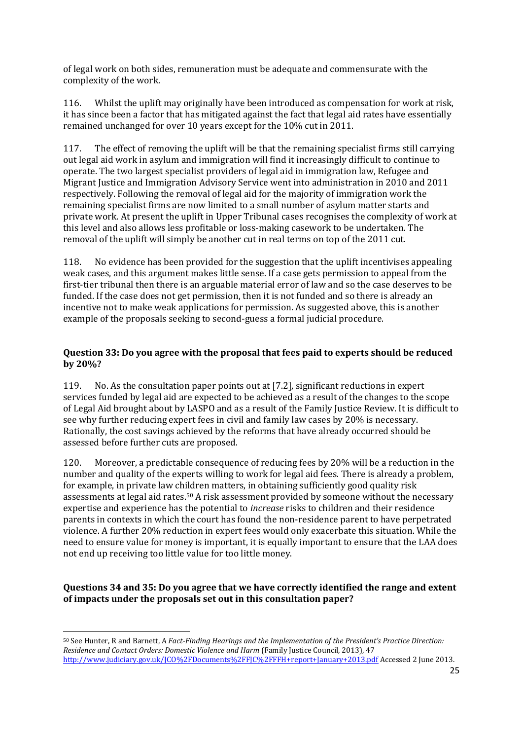of legal work on both sides, remuneration must be adequate and commensurate with the complexity of the work.

116. Whilst the uplift may originally have been introduced as compensation for work at risk, it has since been a factor that has mitigated against the fact that legal aid rates have essentially remained unchanged for over 10 years except for the 10% cut in 2011.

117. The effect of removing the uplift will be that the remaining specialist firms still carrying out legal aid work in asylum and immigration will find it increasingly difficult to continue to operate. The two largest specialist providers of legal aid in immigration law, Refugee and Migrant Justice and Immigration Advisory Service went into administration in 2010 and 2011 respectively. Following the removal of legal aid for the majority of immigration work the remaining specialist firms are now limited to a small number of asylum matter starts and private work. At present the uplift in Upper Tribunal cases recognises the complexity of work at this level and also allows less profitable or loss-making casework to be undertaken. The removal of the uplift will simply be another cut in real terms on top of the 2011 cut.

118. No evidence has been provided for the suggestion that the uplift incentivises appealing weak cases, and this argument makes little sense. If a case gets permission to appeal from the first-tier tribunal then there is an arguable material error of law and so the case deserves to be funded. If the case does not get permission, then it is not funded and so there is already an incentive not to make weak applications for permission. As suggested above, this is another example of the proposals seeking to second-guess a formal judicial procedure.

### Question 33: Do you agree with the proposal that fees paid to experts should be reduced by 20%?

119. No. As the consultation paper points out at [7.2], significant reductions in expert services funded by legal aid are expected to be achieved as a result of the changes to the scope of Legal Aid brought about by LASPO and as a result of the Family Justice Review. It is difficult to see why further reducing expert fees in civil and family law cases by 20% is necessary. Rationally, the cost savings achieved by the reforms that have already occurred should be assessed before further cuts are proposed.

120. Moreover, a predictable consequence of reducing fees by 20% will be a reduction in the number and quality of the experts willing to work for legal aid fees. There is already a problem, for example, in private law children matters, in obtaining sufficiently good quality risk assessments at legal aid rates.[50] A risk assessment provided by someone without the necessary expertise and experience has the potential to *increase* risks to children and their residence parents in contexts in which the court has found the non-residence parent to have perpetrated violence. A further 20% reduction in expert fees would only exacerbate this situation. While the need to ensure value for money is important, it is equally important to ensure that the LAA does not end up receiving too little value for too little money.

### Questions 34 and 35: Do you agree that we have correctly identified the range and extent of impacts under the proposals set out in this consultation paper?

---

[50] See Hunter, R and Barnett, A *Fact-Finding Hearings and the Implementation of the President's Practice Direction: Residence and Contact Orders: Domestic Violence and Harm* (Family Justice Council, 2013), 47 http://www.judiciary.gov.uk/JCO%2FDocuments%2FFJC%2FFFH+report+January+2013.pdf Accessed 2 June 2013.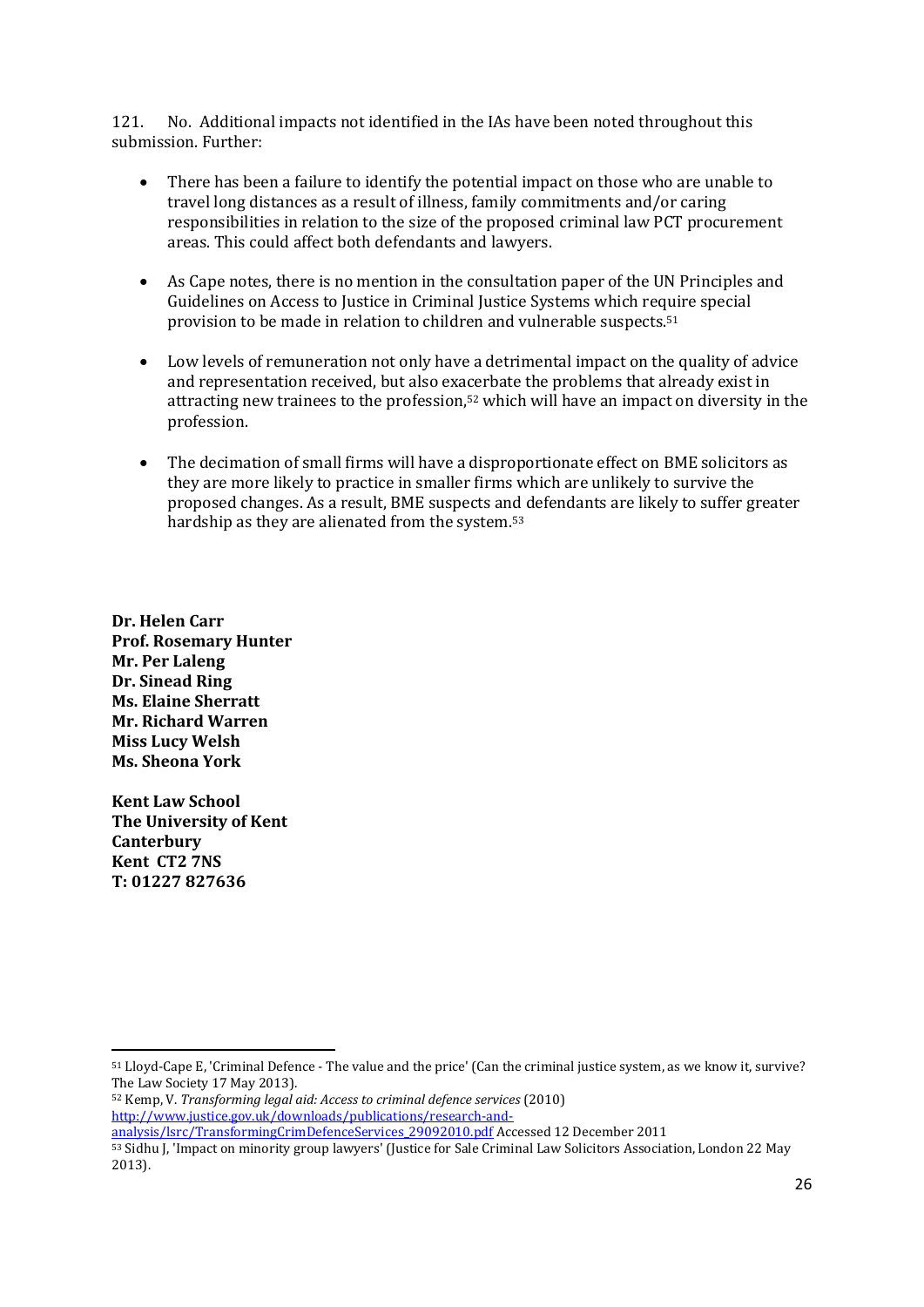121. No. Additional impacts not identified in the IAs have been noted throughout this submission. Further:

- There has been a failure to identify the potential impact on those who are unable to travel long distances as a result of illness, family commitments and/or caring responsibilities in relation to the size of the proposed criminal law PCT procurement areas. This could affect both defendants and lawyers.

- As Cape notes, there is no mention in the consultation paper of the UN Principles and Guidelines on Access to Justice in Criminal Justice Systems which require special provision to be made in relation to children and vulnerable suspects.[51]

- Low levels of remuneration not only have a detrimental impact on the quality of advice and representation received, but also exacerbate the problems that already exist in attracting new trainees to the profession,[52] which will have an impact on diversity in the profession.

- The decimation of small firms will have a disproportionate effect on BME solicitors as they are more likely to practice in smaller firms which are unlikely to survive the proposed changes. As a result, BME suspects and defendants are likely to suffer greater hardship as they are alienated from the system.[53]

**Dr. Helen Carr**
**Prof. Rosemary Hunter**
**Mr. Per Laleng**
**Dr. Sinead Ring**
**Ms. Elaine Sherratt**
**Mr. Richard Warren**
**Miss Lucy Welsh**
**Ms. Sheona York**

**Kent Law School**
**The University of Kent**
**Canterbury**
**Kent CT2 7NS**
**T: 01227 827636**

---

[51] Lloyd-Cape E, 'Criminal Defence - The value and the price' (Can the criminal justice system, as we know it, survive? The Law Society 17 May 2013).

[52] Kemp, V. *Transforming legal aid: Access to criminal defence services* (2010) http://www.justice.gov.uk/downloads/publications/research-and-analysis/lsrc/TransformingCrimDefenceServices_29092010.pdf Accessed 12 December 2011

[53] Sidhu J, 'Impact on minority group lawyers' (Justice for Sale Criminal Law Solicitors Association, London 22 May 2013).